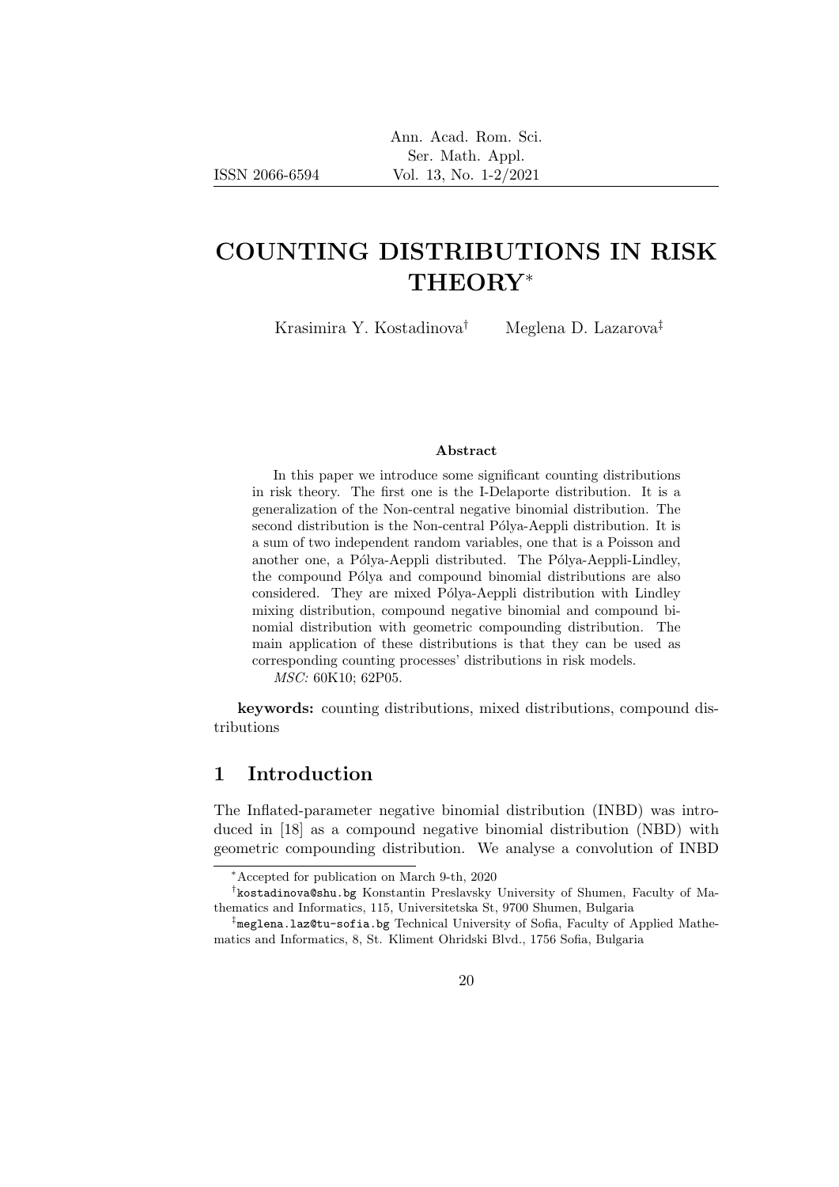# COUNTING DISTRIBUTIONS IN RISK THEORY*

Krasimira Y. Kostadinova† Meglena D. Lazarova‡

### Abstract

In this paper we introduce some significant counting distributions in risk theory. The first one is the I-Delaporte distribution. It is a generalization of the Non-central negative binomial distribution. The second distribution is the Non-central Pólya-Aeppli distribution. It is a sum of two independent random variables, one that is a Poisson and another one, a Pólya-Aeppli distributed. The Pólya-Aeppli-Lindley, the compound Pólya and compound binomial distributions are also considered. They are mixed Pólya-Aeppli distribution with Lindley mixing distribution, compound negative binomial and compound binomial distribution with geometric compounding distribution. The main application of these distributions is that they can be used as corresponding counting processes' distributions in risk models.

*MSC:* 60K10; 62P05.

**keywords:** counting distributions, mixed distributions, compound distributions

## 1 Introduction

The Inflated-parameter negative binomial distribution (INBD) was introduced in [18] as a compound negative binomial distribution (NBD) with geometric compounding distribution. We analyse a convolution of INBD

---

*Accepted for publication on March 9-th, 2020

†kostadinova@shu.bg Konstantin Preslavsky University of Shumen, Faculty of Mathematics and Informatics, 115, Universitetska St, 9700 Shumen, Bulgaria

‡meglena.laz@tu-sofia.bg Technical University of Sofia, Faculty of Applied Mathematics and Informatics, 8, St. Kliment Ohridski Blvd., 1756 Sofia, Bulgaria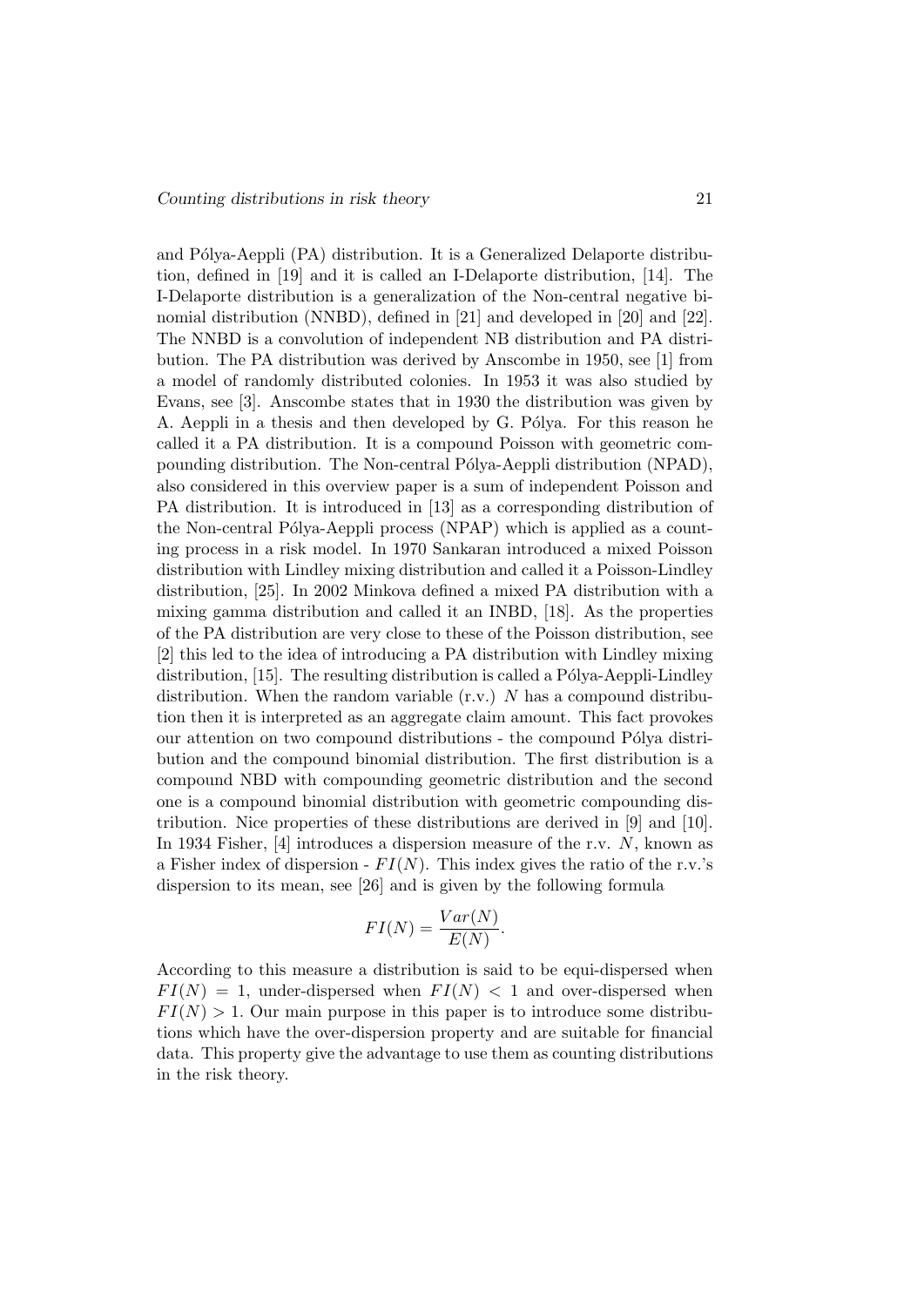and Pólya-Aeppli (PA) distribution. It is a Generalized Delaporte distribution, defined in [19] and it is called an I-Delaporte distribution, [14]. The I-Delaporte distribution is a generalization of the Non-central negative binomial distribution (NNBD), defined in [21] and developed in [20] and [22]. The NNBD is a convolution of independent NB distribution and PA distribution. The PA distribution was derived by Anscombe in 1950, see [1] from a model of randomly distributed colonies. In 1953 it was also studied by Evans, see [3]. Anscombe states that in 1930 the distribution was given by A. Aeppli in a thesis and then developed by G. Pólya. For this reason he called it a PA distribution. It is a compound Poisson with geometric compounding distribution. The Non-central Pólya-Aeppli distribution (NPAD), also considered in this overview paper is a sum of independent Poisson and PA distribution. It is introduced in [13] as a corresponding distribution of the Non-central Pólya-Aeppli process (NPAP) which is applied as a counting process in a risk model. In 1970 Sankaran introduced a mixed Poisson distribution with Lindley mixing distribution and called it a Poisson-Lindley distribution, [25]. In 2002 Minkova defined a mixed PA distribution with a mixing gamma distribution and called it an INBD, [18]. As the properties of the PA distribution are very close to these of the Poisson distribution, see [2] this led to the idea of introducing a PA distribution with Lindley mixing distribution, [15]. The resulting distribution is called a Pólya-Aeppli-Lindley distribution. When the random variable (r.v.) $N$ has a compound distribution then it is interpreted as an aggregate claim amount. This fact provokes our attention on two compound distributions - the compound Pólya distribution and the compound binomial distribution. The first distribution is a compound NBD with compounding geometric distribution and the second one is a compound binomial distribution with geometric compounding distribution. Nice properties of these distributions are derived in [9] and [10]. In 1934 Fisher, [4] introduces a dispersion measure of the r.v. $N$, known as a Fisher index of dispersion - $FI(N)$. This index gives the ratio of the r.v.'s dispersion to its mean, see [26] and is given by the following formula

$$FI(N) = \frac{Var(N)}{E(N)}.$$

According to this measure a distribution is said to be equi-dispersed when $FI(N) = 1$, under-dispersed when $FI(N) < 1$ and over-dispersed when $FI(N) > 1$. Our main purpose in this paper is to introduce some distributions which have the over-dispersion property and are suitable for financial data. This property give the advantage to use them as counting distributions in the risk theory.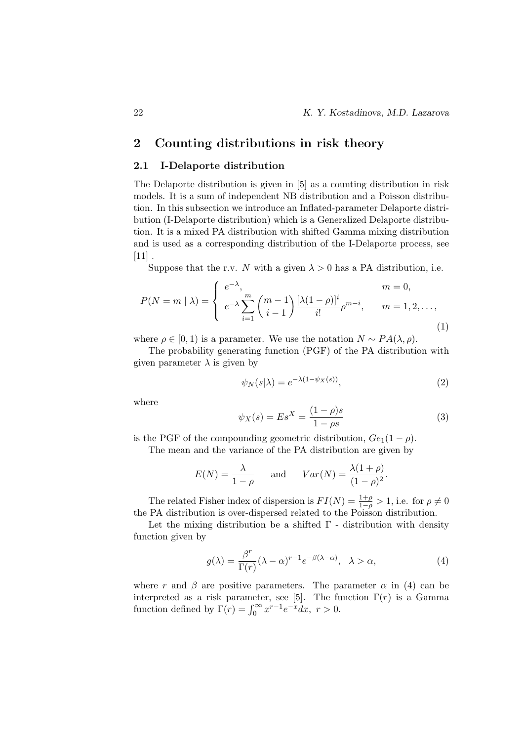## 2 Counting distributions in risk theory

### 2.1 I-Delaporte distribution

The Delaporte distribution is given in [5] as a counting distribution in risk models. It is a sum of independent NB distribution and a Poisson distribution. In this subsection we introduce an Inflated-parameter Delaporte distribution (I-Delaporte distribution) which is a Generalized Delaporte distribution. It is a mixed PA distribution with shifted Gamma mixing distribution and is used as a corresponding distribution of the I-Delaporte process, see [11] .

Suppose that the r.v. $N$ with a given $\lambda > 0$ has a PA distribution, i.e.

$$
P(N = m \mid \lambda) = \begin{cases} e^{-\lambda}, & m = 0, \\ e^{-\lambda} \displaystyle\sum_{i=1}^{m} \binom{m-1}{i-1} \frac{[\lambda(1-\rho)]^i}{i!} \rho^{m-i}, & m = 1, 2, \dots, \end{cases} \tag{1}
$$

where $\rho \in [0, 1)$ is a parameter. We use the notation $N \sim PA(\lambda, \rho)$.

The probability generating function (PGF) of the PA distribution with given parameter $\lambda$ is given by

$$
\psi_N(s|\lambda) = e^{-\lambda(1-\psi_X(s))}, \tag{2}
$$

where

$$
\psi_X(s) = Es^X = \frac{(1-\rho)s}{1-\rho s} \tag{3}
$$

is the PGF of the compounding geometric distribution, $Ge_1(1-\rho)$.

The mean and the variance of the PA distribution are given by

$$
E(N) = \frac{\lambda}{1-\rho} \quad \text{and} \quad Var(N) = \frac{\lambda(1+\rho)}{(1-\rho)^2}.
$$

The related Fisher index of dispersion is $FI(N) = \frac{1+\rho}{1-\rho} > 1$, i.e. for $\rho \neq 0$ the PA distribution is over-dispersed related to the Poisson distribution.

Let the mixing distribution be a shifted $\Gamma$ - distribution with density function given by

$$
g(\lambda) = \frac{\beta^r}{\Gamma(r)} (\lambda - \alpha)^{r-1} e^{-\beta(\lambda-\alpha)}, \quad \lambda > \alpha, \tag{4}
$$

where $r$ and $\beta$ are positive parameters. The parameter $\alpha$ in (4) can be interpreted as a risk parameter, see [5]. The function $\Gamma(r)$ is a Gamma function defined by $\Gamma(r) = \int_0^\infty x^{r-1} e^{-x} dx, \ r > 0$.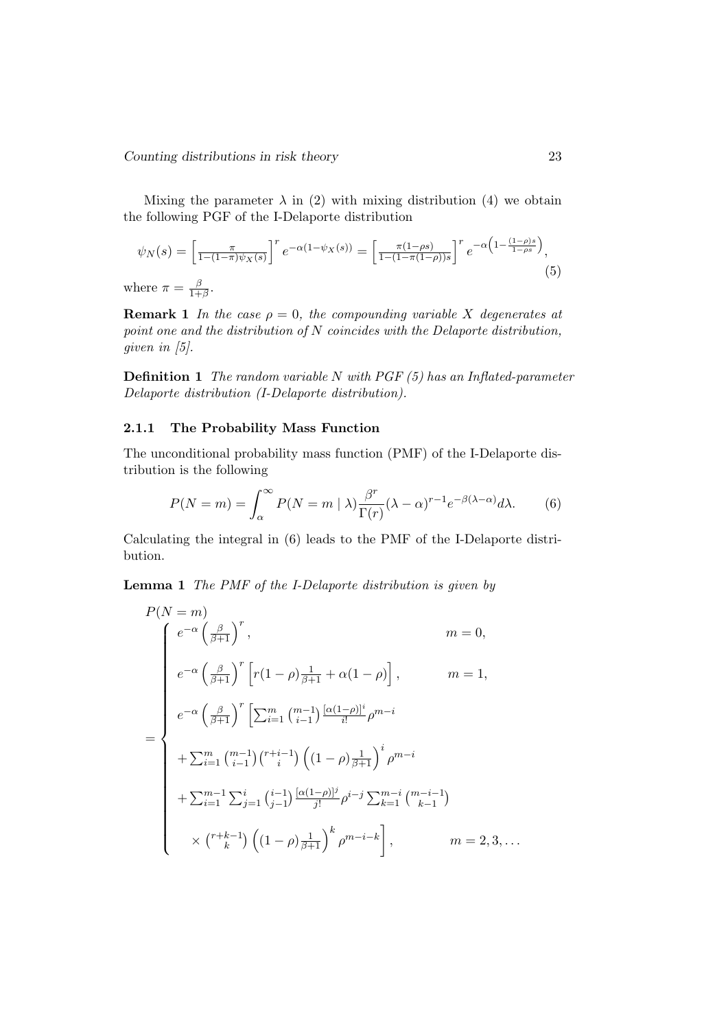Mixing the parameter $\lambda$ in (2) with mixing distribution (4) we obtain the following PGF of the I-Delaporte distribution

$$\psi_N(s) = \left[\frac{\pi}{1-(1-\pi)\psi_X(s)}\right]^r e^{-\alpha(1-\psi_X(s))} = \left[\frac{\pi(1-\rho s)}{1-(1-\pi(1-\rho))s}\right]^r e^{-\alpha\left(1-\frac{(1-\rho)s}{1-\rho s}\right)}, \tag{5}$$

where $\pi = \frac{\beta}{1+\beta}$.

**Remark 1** *In the case $\rho = 0$, the compounding variable $X$ degenerates at point one and the distribution of $N$ coincides with the Delaporte distribution, given in [5].*

**Definition 1** *The random variable $N$ with PGF (5) has an Inflated-parameter Delaporte distribution (I-Delaporte distribution).*

### 2.1.1 The Probability Mass Function

The unconditional probability mass function (PMF) of the I-Delaporte distribution is the following

$$P(N = m) = \int_\alpha^\infty P(N = m \mid \lambda)\frac{\beta^r}{\Gamma(r)}(\lambda-\alpha)^{r-1}e^{-\beta(\lambda-\alpha)}d\lambda. \tag{6}$$

Calculating the integral in (6) leads to the PMF of the I-Delaporte distribution.

**Lemma 1** *The PMF of the I-Delaporte distribution is given by*

$$P(N = m) = \begin{cases} e^{-\alpha}\left(\frac{\beta}{\beta+1}\right)^r, & m = 0, \\[2ex] e^{-\alpha}\left(\frac{\beta}{\beta+1}\right)^r\left[r(1-\rho)\frac{1}{\beta+1} + \alpha(1-\rho)\right], & m = 1, \\[2ex] e^{-\alpha}\left(\frac{\beta}{\beta+1}\right)^r\left[\sum_{i=1}^m \binom{m-1}{i-1}\frac{[\alpha(1-\rho)]^i}{i!}\rho^{m-i}\right. & \\[2ex] +\sum_{i=1}^m \binom{m-1}{i-1}\binom{r+i-1}{i}\left((1-\rho)\frac{1}{\beta+1}\right)^i\rho^{m-i} & \\[2ex] +\sum_{i=1}^{m-1}\sum_{j=1}^i \binom{i-1}{j-1}\frac{[\alpha(1-\rho)]^j}{j!}\rho^{i-j}\sum_{k=1}^{m-i}\binom{m-i-1}{k-1} & \\[2ex] \quad\left.\times\binom{r+k-1}{k}\left((1-\rho)\frac{1}{\beta+1}\right)^k\rho^{m-i-k}\right], & m = 2, 3, \ldots \end{cases}$$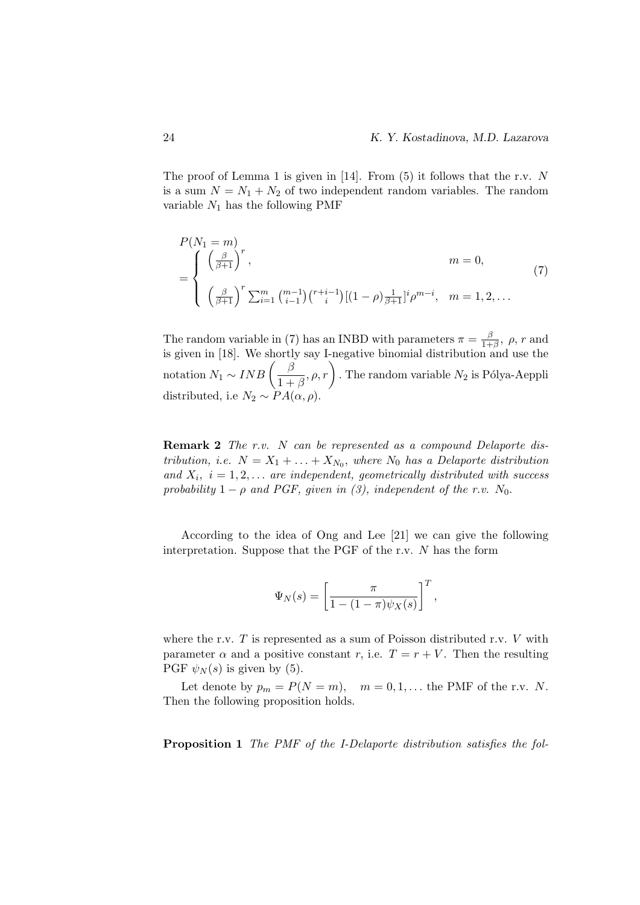The proof of Lemma 1 is given in [14]. From (5) it follows that the r.v. $N$ is a sum $N = N_1 + N_2$ of two independent random variables. The random variable $N_1$ has the following PMF

$$
\begin{aligned}
&P(N_1 = m) \\
&= \begin{cases} \left(\frac{\beta}{\beta+1}\right)^r, & m = 0, \\[2ex] \left(\frac{\beta}{\beta+1}\right)^r \sum_{i=1}^{m} \binom{m-1}{i-1}\binom{r+i-1}{i}[(1-\rho)\frac{1}{\beta+1}]^i \rho^{m-i}, & m = 1, 2, \ldots \end{cases}
\end{aligned}
\tag{7}
$$

The random variable in (7) has an INBD with parameters $\pi = \frac{\beta}{1+\beta},\ \rho, r$ and is given in [18]. We shortly say I-negative binomial distribution and use the notation $N_1 \sim INB\left(\dfrac{\beta}{1+\beta}, \rho, r\right)$. The random variable $N_2$ is Pólya-Aeppli distributed, i.e $N_2 \sim PA(\alpha, \rho)$.

**Remark 2** *The r.v. $N$ can be represented as a compound Delaporte distribution, i.e. $N = X_1 + \ldots + X_{N_0}$, where $N_0$ has a Delaporte distribution and $X_i,\ i = 1, 2, \ldots$ are independent, geometrically distributed with success probability $1-\rho$ and PGF, given in (3), independent of the r.v. $N_0$.*

According to the idea of Ong and Lee [21] we can give the following interpretation. Suppose that the PGF of the r.v. $N$ has the form

$$
\Psi_N(s) = \left[\frac{\pi}{1-(1-\pi)\psi_X(s)}\right]^T,
$$

where the r.v. $T$ is represented as a sum of Poisson distributed r.v. $V$ with parameter $\alpha$ and a positive constant $r$, i.e. $T = r + V$. Then the resulting PGF $\psi_N(s)$ is given by (5).

Let denote by $p_m = P(N = m), \quad m = 0, 1, \ldots$ the PMF of the r.v. $N$. Then the following proposition holds.

**Proposition 1** *The PMF of the I-Delaporte distribution satisfies the fol-*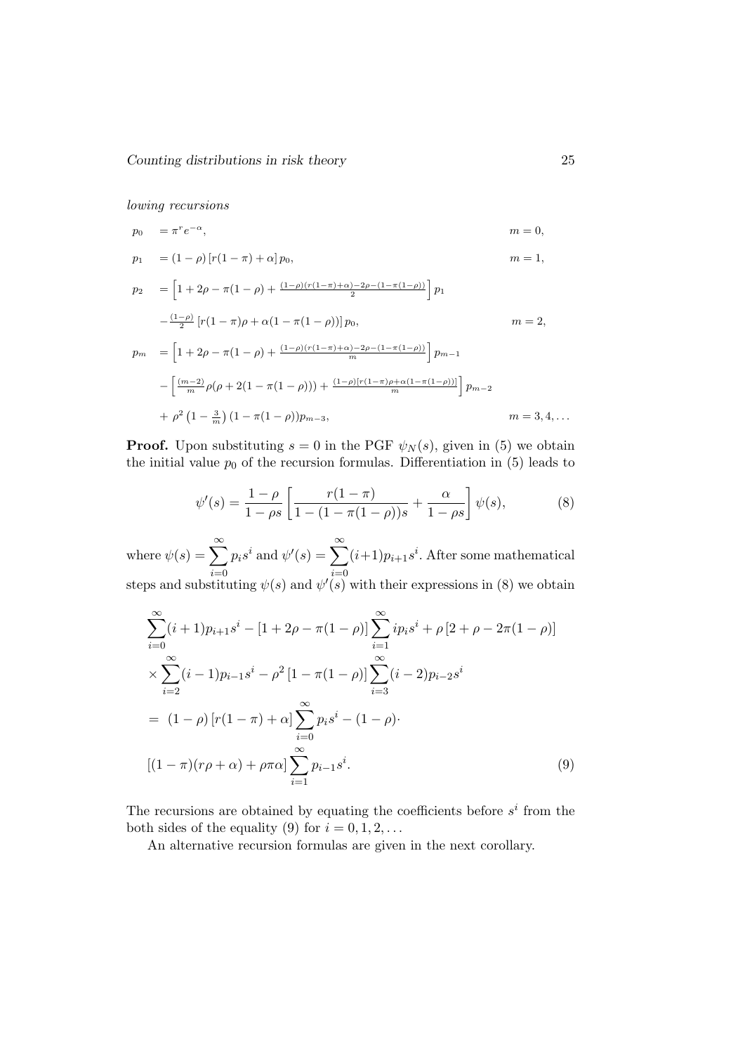*lowing recursions*

$$
\begin{aligned}
p_0 &= \pi^r e^{-\alpha}, & m=0,\\
p_1 &= (1-\rho)\left[r(1-\pi)+\alpha\right]p_0, & m=1,\\
p_2 &= \left[1+2\rho-\pi(1-\rho)+\tfrac{(1-\rho)(r(1-\pi)+\alpha)-2\rho-(1-\pi(1-\rho))}{2}\right]p_1 & \\
&\quad -\tfrac{(1-\rho)}{2}\left[r(1-\pi)\rho+\alpha(1-\pi(1-\rho))\right]p_0, & m=2,\\
p_m &= \left[1+2\rho-\pi(1-\rho)+\tfrac{(1-\rho)(r(1-\pi)+\alpha)-2\rho-(1-\pi(1-\rho))}{m}\right]p_{m-1} & \\
&\quad -\left[\tfrac{(m-2)}{m}\rho(\rho+2(1-\pi(1-\rho)))+\tfrac{(1-\rho)[r(1-\pi)\rho+\alpha(1-\pi(1-\rho))]}{m}\right]p_{m-2} & \\
&\quad +\rho^2\left(1-\tfrac{3}{m}\right)(1-\pi(1-\rho))p_{m-3}, & m=3,4,\ldots
\end{aligned}
$$

**Proof.** Upon substituting $s=0$ in the PGF $\psi_N(s)$, given in (5) we obtain the initial value $p_0$ of the recursion formulas. Differentiation in (5) leads to

$$
\psi'(s) = \frac{1-\rho}{1-\rho s}\left[\frac{r(1-\pi)}{1-(1-\pi(1-\rho))s}+\frac{\alpha}{1-\rho s}\right]\psi(s), \tag{8}
$$

where $\psi(s)=\sum_{i=0}^{\infty}p_i s^i$ and $\psi'(s)=\sum_{i=0}^{\infty}(i+1)p_{i+1}s^i$. After some mathematical steps and substituting $\psi(s)$ and $\psi'(s)$ with their expressions in (8) we obtain

$$
\begin{aligned}
&\sum_{i=0}^{\infty}(i+1)p_{i+1}s^i-\left[1+2\rho-\pi(1-\rho)\right]\sum_{i=1}^{\infty}ip_i s^i+\rho\left[2+\rho-2\pi(1-\rho)\right]\\
&\times\sum_{i=2}^{\infty}(i-1)p_{i-1}s^i-\rho^2\left[1-\pi(1-\rho)\right]\sum_{i=3}^{\infty}(i-2)p_{i-2}s^i\\
&= (1-\rho)\left[r(1-\pi)+\alpha\right]\sum_{i=0}^{\infty}p_i s^i-(1-\rho)\cdot\\
&\left[(1-\pi)(r\rho+\alpha)+\rho\pi\alpha\right]\sum_{i=1}^{\infty}p_{i-1}s^i.
\end{aligned} \tag{9}
$$

The recursions are obtained by equating the coefficients before $s^i$ from the both sides of the equality (9) for $i=0,1,2,\ldots$

An alternative recursion formulas are given in the next corollary.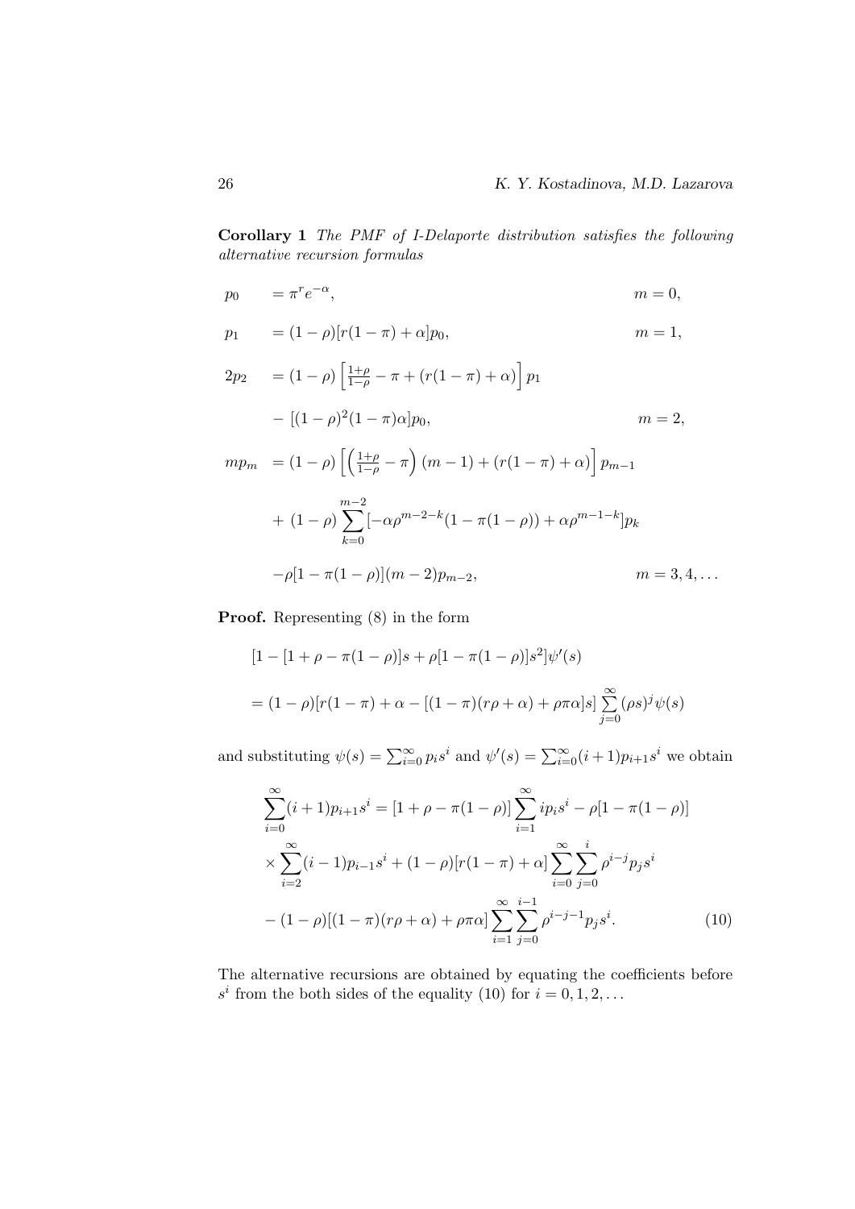**Corollary 1** *The PMF of I-Delaporte distribution satisfies the following alternative recursion formulas*

$$
\begin{aligned}
p_0 \quad &= \pi^r e^{-\alpha}, && m = 0,\\
p_1 \quad &= (1-\rho)[r(1-\pi)+\alpha]p_0, && m = 1,\\
2p_2 \quad &= (1-\rho)\left[\tfrac{1+\rho}{1-\rho} - \pi + (r(1-\pi)+\alpha)\right]p_1 \\
&\quad - [(1-\rho)^2(1-\pi)\alpha]p_0, && m = 2,\\
mp_m \quad &= (1-\rho)\left[\left(\tfrac{1+\rho}{1-\rho} - \pi\right)(m-1) + (r(1-\pi)+\alpha)\right]p_{m-1} \\
&\quad + (1-\rho)\sum_{k=0}^{m-2}[-\alpha\rho^{m-2-k}(1-\pi(1-\rho)) + \alpha\rho^{m-1-k}]p_k \\
&\quad -\rho[1-\pi(1-\rho)](m-2)p_{m-2}, && m = 3, 4, \ldots
\end{aligned}
$$

**Proof.** Representing (8) in the form

$$
\begin{aligned}
&[1 - [1+\rho-\pi(1-\rho)]s + \rho[1-\pi(1-\rho)]s^2]\psi'(s) \\
&= (1-\rho)[r(1-\pi) + \alpha - [(1-\pi)(r\rho+\alpha) + \rho\pi\alpha]s]\sum_{j=0}^{\infty}(\rho s)^j \psi(s)
\end{aligned}
$$

and substituting $\psi(s) = \sum_{i=0}^{\infty} p_i s^i$ and $\psi'(s) = \sum_{i=0}^{\infty}(i+1)p_{i+1}s^i$ we obtain

$$
\begin{aligned}
\sum_{i=0}^{\infty}(i+1)p_{i+1}s^i &= [1+\rho-\pi(1-\rho)]\sum_{i=1}^{\infty} i p_i s^i - \rho[1-\pi(1-\rho)] \\
&\times \sum_{i=2}^{\infty}(i-1)p_{i-1}s^i + (1-\rho)[r(1-\pi)+\alpha]\sum_{i=0}^{\infty}\sum_{j=0}^{i}\rho^{i-j}p_j s^i \\
&- (1-\rho)[(1-\pi)(r\rho+\alpha)+\rho\pi\alpha]\sum_{i=1}^{\infty}\sum_{j=0}^{i-1}\rho^{i-j-1}p_j s^i. \qquad (10)
\end{aligned}
$$

The alternative recursions are obtained by equating the coefficients before $s^i$ from the both sides of the equality (10) for $i = 0, 1, 2, \ldots$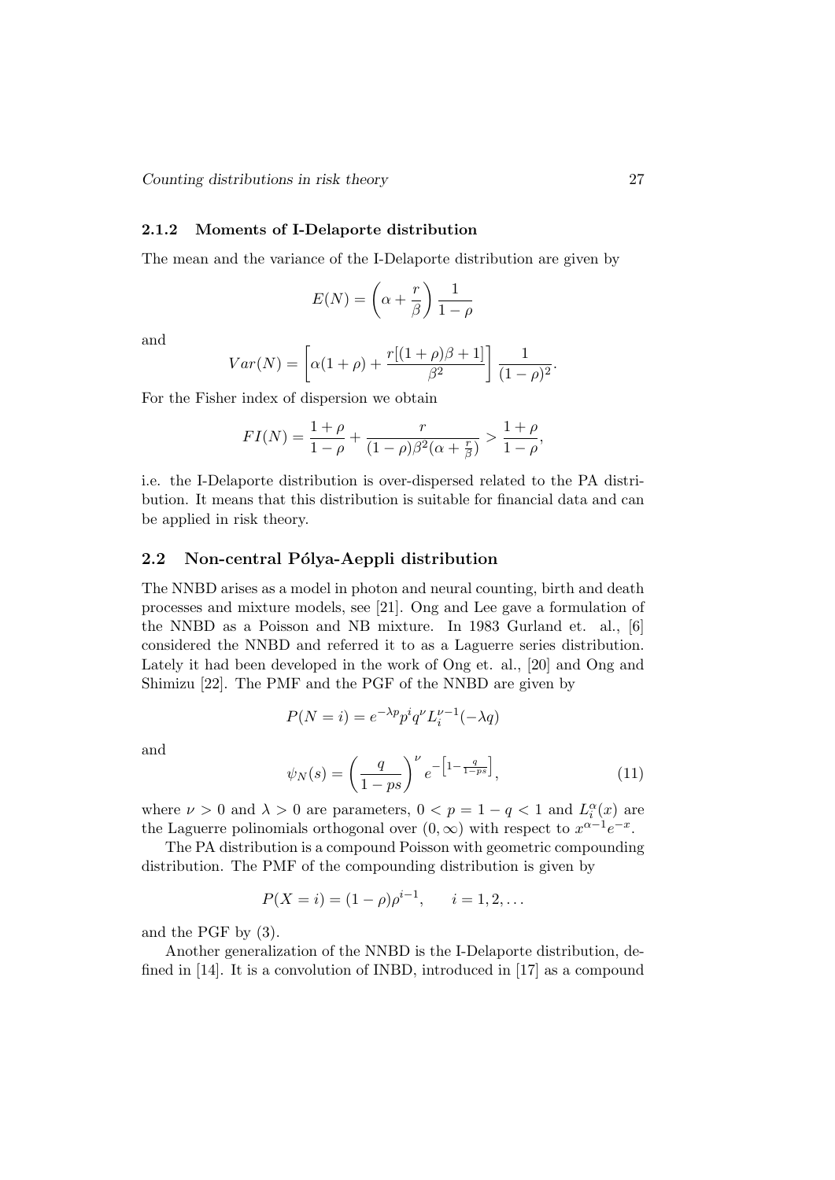### 2.1.2 Moments of I-Delaporte distribution

The mean and the variance of the I-Delaporte distribution are given by

$$E(N) = \left(\alpha + \frac{r}{\beta}\right)\frac{1}{1-\rho}$$

and

$$Var(N) = \left[\alpha(1+\rho) + \frac{r[(1+\rho)\beta + 1]}{\beta^2}\right]\frac{1}{(1-\rho)^2}.$$

For the Fisher index of dispersion we obtain

$$FI(N) = \frac{1+\rho}{1-\rho} + \frac{r}{(1-\rho)\beta^2(\alpha + \frac{r}{\beta})} > \frac{1+\rho}{1-\rho},$$

i.e. the I-Delaporte distribution is over-dispersed related to the PA distribution. It means that this distribution is suitable for financial data and can be applied in risk theory.

## 2.2 Non-central Pólya-Aeppli distribution

The NNBD arises as a model in photon and neural counting, birth and death processes and mixture models, see [21]. Ong and Lee gave a formulation of the NNBD as a Poisson and NB mixture. In 1983 Gurland et. al., [6] considered the NNBD and referred it to as a Laguerre series distribution. Lately it had been developed in the work of Ong et. al., [20] and Ong and Shimizu [22]. The PMF and the PGF of the NNBD are given by

$$P(N = i) = e^{-\lambda p} p^i q^\nu L_i^{\nu-1}(-\lambda q)$$

and

$$\psi_N(s) = \left(\frac{q}{1-ps}\right)^\nu e^{-\left[1 - \frac{q}{1-ps}\right]}, \tag{11}$$

where $\nu > 0$ and $\lambda > 0$ are parameters, $0 < p = 1 - q < 1$ and $L_i^\alpha(x)$ are the Laguerre polinomials orthogonal over $(0, \infty)$ with respect to $x^{\alpha-1}e^{-x}$.

The PA distribution is a compound Poisson with geometric compounding distribution. The PMF of the compounding distribution is given by

$$P(X = i) = (1-\rho)\rho^{i-1}, \qquad i = 1, 2, \dots$$

and the PGF by (3).

Another generalization of the NNBD is the I-Delaporte distribution, defined in [14]. It is a convolution of INBD, introduced in [17] as a compound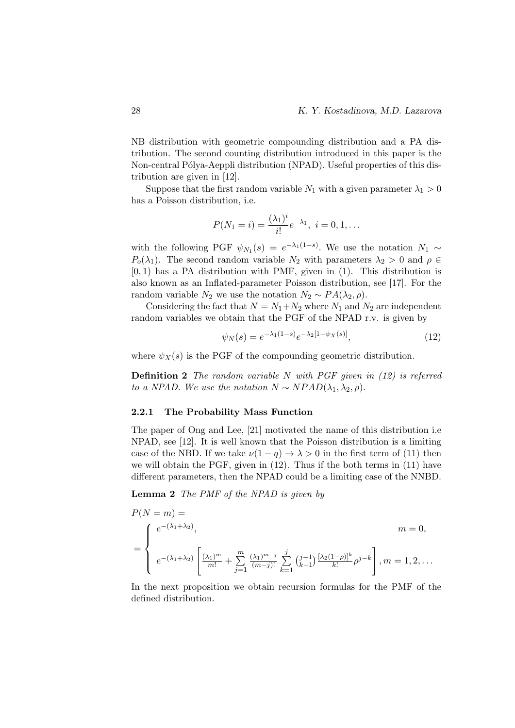NB distribution with geometric compounding distribution and a PA distribution. The second counting distribution introduced in this paper is the Non-central Pólya-Aeppli distribution (NPAD). Useful properties of this distribution are given in [12].

Suppose that the first random variable $N_1$ with a given parameter $\lambda_1 > 0$ has a Poisson distribution, i.e.

$$P(N_1 = i) = \frac{(\lambda_1)^i}{i!} e^{-\lambda_1}, \; i = 0, 1, \dots$$

with the following PGF $\psi_{N_1}(s) = e^{-\lambda_1(1-s)}$. We use the notation $N_1 \sim P_o(\lambda_1)$. The second random variable $N_2$ with parameters $\lambda_2 > 0$ and $\rho \in [0, 1)$ has a PA distribution with PMF, given in (1). This distribution is also known as an Inflated-parameter Poisson distribution, see [17]. For the random variable $N_2$ we use the notation $N_2 \sim PA(\lambda_2, \rho)$.

Considering the fact that $N = N_1 + N_2$ where $N_1$ and $N_2$ are independent random variables we obtain that the PGF of the NPAD r.v. is given by

$$\psi_N(s) = e^{-\lambda_1(1-s)} e^{-\lambda_2[1-\psi_X(s)]}, \tag{12}$$

where $\psi_X(s)$ is the PGF of the compounding geometric distribution.

**Definition 2** *The random variable $N$ with PGF given in (12) is referred to a NPAD. We use the notation $N \sim NPAD(\lambda_1, \lambda_2, \rho)$.*

### 2.2.1 The Probability Mass Function

The paper of Ong and Lee, [21] motivated the name of this distribution i.e NPAD, see [12]. It is well known that the Poisson distribution is a limiting case of the NBD. If we take $\nu(1-q) \to \lambda > 0$ in the first term of (11) then we will obtain the PGF, given in (12). Thus if the both terms in (11) have different parameters, then the NPAD could be a limiting case of the NNBD.

**Lemma 2** *The PMF of the NPAD is given by*

$$P(N = m) =$$

$$= \begin{cases} e^{-(\lambda_1+\lambda_2)}, & m = 0, \\ e^{-(\lambda_1+\lambda_2)} \left[ \frac{(\lambda_1)^m}{m!} + \sum\limits_{j=1}^{m} \frac{(\lambda_1)^{m-j}}{(m-j)!} \sum\limits_{k=1}^{j} \binom{j-1}{k-1} \frac{[\lambda_2(1-\rho)]^k}{k!} \rho^{j-k} \right], & m = 1, 2, \dots \end{cases}$$

In the next proposition we obtain recursion formulas for the PMF of the defined distribution.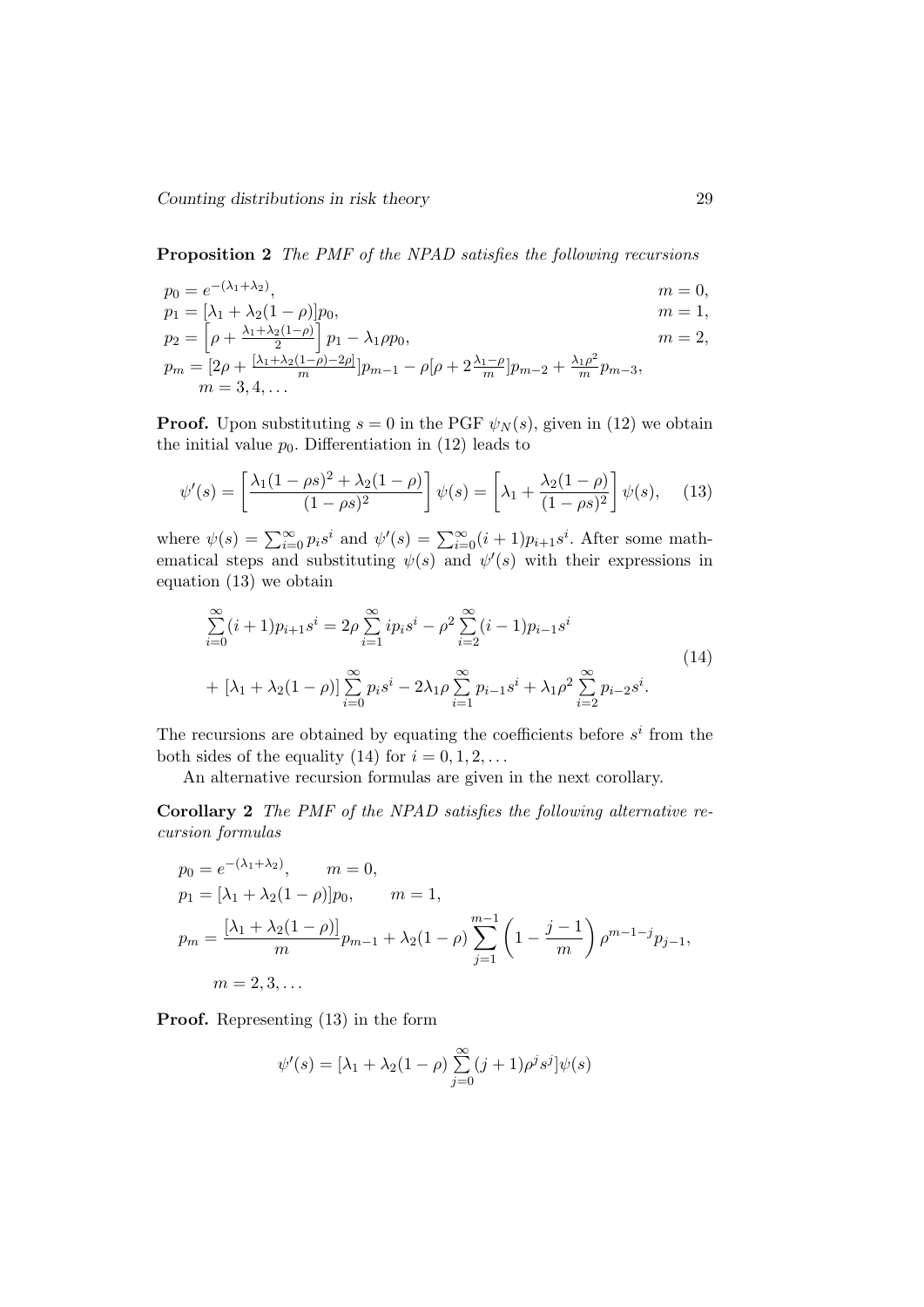**Proposition 2** *The PMF of the NPAD satisfies the following recursions*

$$
\begin{aligned}
&p_0 = e^{-(\lambda_1+\lambda_2)}, && m = 0,\\
&p_1 = [\lambda_1 + \lambda_2(1-\rho)]p_0, && m = 1,\\
&p_2 = \left[\rho + \tfrac{\lambda_1+\lambda_2(1-\rho)}{2}\right] p_1 - \lambda_1 \rho p_0, && m = 2,\\
&p_m = [2\rho + \tfrac{[\lambda_1+\lambda_2(1-\rho)-2\rho]}{m}]p_{m-1} - \rho[\rho + 2\tfrac{\lambda_1-\rho}{m}]p_{m-2} + \tfrac{\lambda_1\rho^2}{m}p_{m-3}, &&\\
&\quad m = 3, 4, \dots &&
\end{aligned}
$$

**Proof.** Upon substituting $s = 0$ in the PGF $\psi_N(s)$, given in (12) we obtain the initial value $p_0$. Differentiation in (12) leads to

$$
\psi'(s) = \left[\frac{\lambda_1(1-\rho s)^2 + \lambda_2(1-\rho)}{(1-\rho s)^2}\right]\psi(s) = \left[\lambda_1 + \frac{\lambda_2(1-\rho)}{(1-\rho s)^2}\right]\psi(s), \quad (13)
$$

where $\psi(s) = \sum_{i=0}^{\infty} p_i s^i$ and $\psi'(s) = \sum_{i=0}^{\infty}(i+1)p_{i+1}s^i$. After some mathematical steps and substituting $\psi(s)$ and $\psi'(s)$ with their expressions in equation (13) we obtain

$$
\begin{aligned}
\sum_{i=0}^{\infty}(i+1)p_{i+1}s^i &= 2\rho\sum_{i=1}^{\infty} i p_i s^i - \rho^2\sum_{i=2}^{\infty}(i-1)p_{i-1}s^i \\
&+ [\lambda_1 + \lambda_2(1-\rho)]\sum_{i=0}^{\infty} p_i s^i - 2\lambda_1\rho\sum_{i=1}^{\infty} p_{i-1}s^i + \lambda_1\rho^2\sum_{i=2}^{\infty} p_{i-2}s^i.
\end{aligned} \quad (14)
$$

The recursions are obtained by equating the coefficients before $s^i$ from the both sides of the equality (14) for $i = 0, 1, 2, \dots$

An alternative recursion formulas are given in the next corollary.

**Corollary 2** *The PMF of the NPAD satisfies the following alternative recursion formulas*

$$
\begin{aligned}
&p_0 = e^{-(\lambda_1+\lambda_2)}, \qquad m = 0,\\
&p_1 = [\lambda_1 + \lambda_2(1-\rho)]p_0, \qquad m = 1,\\
&p_m = \frac{[\lambda_1 + \lambda_2(1-\rho)]}{m}p_{m-1} + \lambda_2(1-\rho)\sum_{j=1}^{m-1}\left(1 - \frac{j-1}{m}\right)\rho^{m-1-j}p_{j-1},\\
&\qquad m = 2, 3, \dots
\end{aligned}
$$

**Proof.** Representing (13) in the form

$$
\psi'(s) = [\lambda_1 + \lambda_2(1-\rho)\sum_{j=0}^{\infty}(j+1)\rho^j s^j]\psi(s)
$$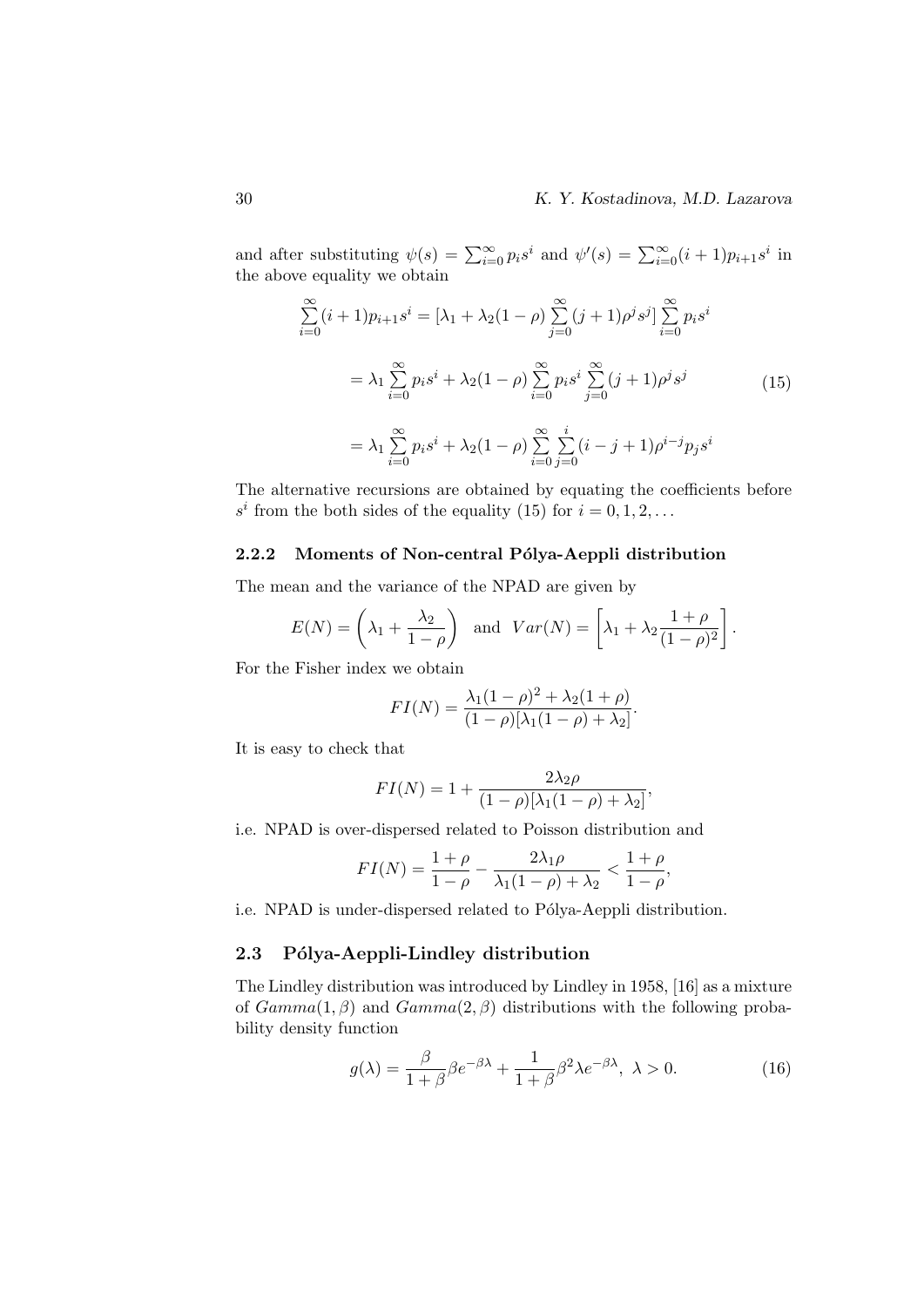and after substituting $\psi(s) = \sum_{i=0}^{\infty} p_i s^i$ and $\psi'(s) = \sum_{i=0}^{\infty}(i+1)p_{i+1}s^i$ in the above equality we obtain

$$
\begin{aligned}
\sum_{i=0}^{\infty}(i+1)p_{i+1}s^i &= [\lambda_1 + \lambda_2(1-\rho)\sum_{j=0}^{\infty}(j+1)\rho^j s^j]\sum_{i=0}^{\infty} p_i s^i \\
&= \lambda_1 \sum_{i=0}^{\infty} p_i s^i + \lambda_2(1-\rho)\sum_{i=0}^{\infty} p_i s^i \sum_{j=0}^{\infty}(j+1)\rho^j s^j \\
&= \lambda_1 \sum_{i=0}^{\infty} p_i s^i + \lambda_2(1-\rho)\sum_{i=0}^{\infty}\sum_{j=0}^{i}(i-j+1)\rho^{i-j}p_j s^i
\end{aligned} \tag{15}
$$

The alternative recursions are obtained by equating the coefficients before $s^i$ from the both sides of the equality (15) for $i = 0, 1, 2, \dots$

### 2.2.2 Moments of Non-central Pólya-Aeppli distribution

The mean and the variance of the NPAD are given by

$$
E(N) = \left(\lambda_1 + \frac{\lambda_2}{1-\rho}\right) \quad \text{and} \quad Var(N) = \left[\lambda_1 + \lambda_2 \frac{1+\rho}{(1-\rho)^2}\right].
$$

For the Fisher index we obtain

$$
FI(N) = \frac{\lambda_1(1-\rho)^2 + \lambda_2(1+\rho)}{(1-\rho)[\lambda_1(1-\rho) + \lambda_2]}.
$$

It is easy to check that

$$
FI(N) = 1 + \frac{2\lambda_2\rho}{(1-\rho)[\lambda_1(1-\rho) + \lambda_2]},
$$

i.e. NPAD is over-dispersed related to Poisson distribution and

$$
FI(N) = \frac{1+\rho}{1-\rho} - \frac{2\lambda_1\rho}{\lambda_1(1-\rho) + \lambda_2} < \frac{1+\rho}{1-\rho},
$$

i.e. NPAD is under-dispersed related to Pólya-Aeppli distribution.

## 2.3 Pólya-Aeppli-Lindley distribution

The Lindley distribution was introduced by Lindley in 1958, [16] as a mixture of $Gamma(1, \beta)$ and $Gamma(2, \beta)$ distributions with the following probability density function

$$
g(\lambda) = \frac{\beta}{1+\beta}\beta e^{-\beta\lambda} + \frac{1}{1+\beta}\beta^2\lambda e^{-\beta\lambda}, \; \lambda > 0. \tag{16}
$$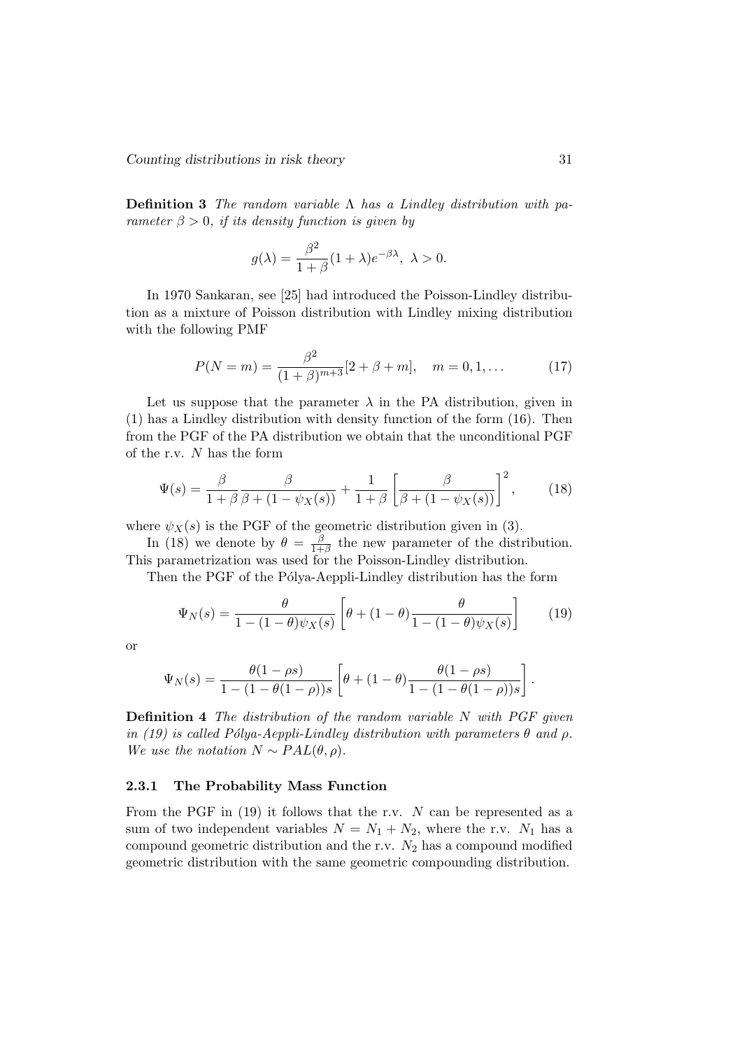**Definition 3** *The random variable $\Lambda$ has a Lindley distribution with parameter $\beta > 0$, if its density function is given by*

$$g(\lambda) = \frac{\beta^2}{1+\beta}(1+\lambda)e^{-\beta\lambda}, \ \lambda > 0.$$

In 1970 Sankaran, see [25] had introduced the Poisson-Lindley distribution as a mixture of Poisson distribution with Lindley mixing distribution with the following PMF

$$P(N = m) = \frac{\beta^2}{(1+\beta)^{m+3}}[2 + \beta + m], \quad m = 0, 1, \dots \tag{17}$$

Let us suppose that the parameter $\lambda$ in the PA distribution, given in (1) has a Lindley distribution with density function of the form (16). Then from the PGF of the PA distribution we obtain that the unconditional PGF of the r.v. $N$ has the form

$$\Psi(s) = \frac{\beta}{1+\beta}\frac{\beta}{\beta + (1 - \psi_X(s))} + \frac{1}{1+\beta}\left[\frac{\beta}{\beta + (1 - \psi_X(s))}\right]^2, \tag{18}$$

where $\psi_X(s)$ is the PGF of the geometric distribution given in (3).

In (18) we denote by $\theta = \frac{\beta}{1+\beta}$ the new parameter of the distribution. This parametrization was used for the Poisson-Lindley distribution.

Then the PGF of the Pólya-Aeppli-Lindley distribution has the form

$$\Psi_N(s) = \frac{\theta}{1 - (1-\theta)\psi_X(s)}\left[\theta + (1-\theta)\frac{\theta}{1 - (1-\theta)\psi_X(s)}\right] \tag{19}$$

or

$$\Psi_N(s) = \frac{\theta(1-\rho s)}{1 - (1 - \theta(1-\rho))s}\left[\theta + (1-\theta)\frac{\theta(1-\rho s)}{1 - (1 - \theta(1-\rho))s}\right].$$

**Definition 4** *The distribution of the random variable $N$ with PGF given in (19) is called Pólya-Aeppli-Lindley distribution with parameters $\theta$ and $\rho$. We use the notation $N \sim PAL(\theta, \rho)$.*

### 2.3.1 The Probability Mass Function

From the PGF in (19) it follows that the r.v. $N$ can be represented as a sum of two independent variables $N = N_1 + N_2$, where the r.v. $N_1$ has a compound geometric distribution and the r.v. $N_2$ has a compound modified geometric distribution with the same geometric compounding distribution.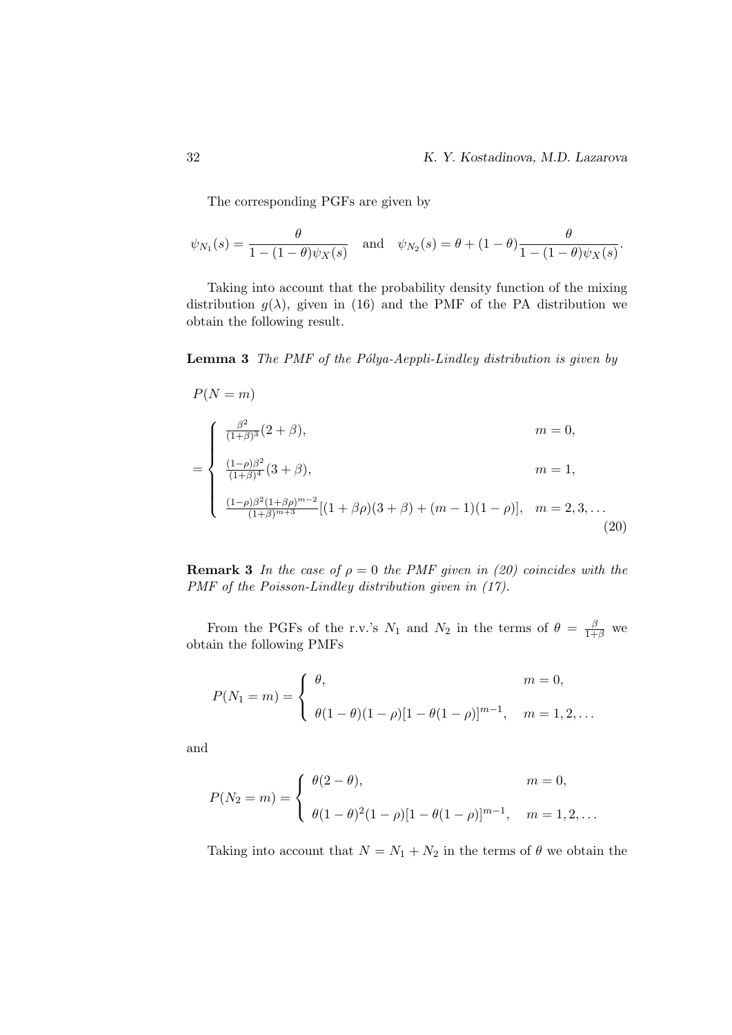The corresponding PGFs are given by

$$\psi_{N_1}(s) = \frac{\theta}{1-(1-\theta)\psi_X(s)} \quad \text{and} \quad \psi_{N_2}(s) = \theta + (1-\theta)\frac{\theta}{1-(1-\theta)\psi_X(s)}.$$

Taking into account that the probability density function of the mixing distribution $g(\lambda)$, given in (16) and the PMF of the PA distribution we obtain the following result.

**Lemma 3** *The PMF of the Pólya-Aeppli-Lindley distribution is given by*

$$P(N=m)$$

$$= \begin{cases} \frac{\beta^2}{(1+\beta)^3}(2+\beta), & m=0, \\ \frac{(1-\rho)\beta^2}{(1+\beta)^4}(3+\beta), & m=1, \\ \frac{(1-\rho)\beta^2(1+\beta\rho)^{m-2}}{(1+\beta)^{m+3}}[(1+\beta\rho)(3+\beta)+(m-1)(1-\rho)], & m=2,3,\ldots \end{cases} \tag{20}$$

**Remark 3** *In the case of $\rho = 0$ the PMF given in (20) coincides with the PMF of the Poisson-Lindley distribution given in (17).*

From the PGFs of the r.v.'s $N_1$ and $N_2$ in the terms of $\theta = \frac{\beta}{1+\beta}$ we obtain the following PMFs

$$P(N_1 = m) = \begin{cases} \theta, & m=0, \\ \theta(1-\theta)(1-\rho)[1-\theta(1-\rho)]^{m-1}, & m=1,2,\ldots \end{cases}$$

and

$$P(N_2 = m) = \begin{cases} \theta(2-\theta), & m=0, \\ \theta(1-\theta)^2(1-\rho)[1-\theta(1-\rho)]^{m-1}, & m=1,2,\ldots \end{cases}$$

Taking into account that $N = N_1 + N_2$ in the terms of $\theta$ we obtain the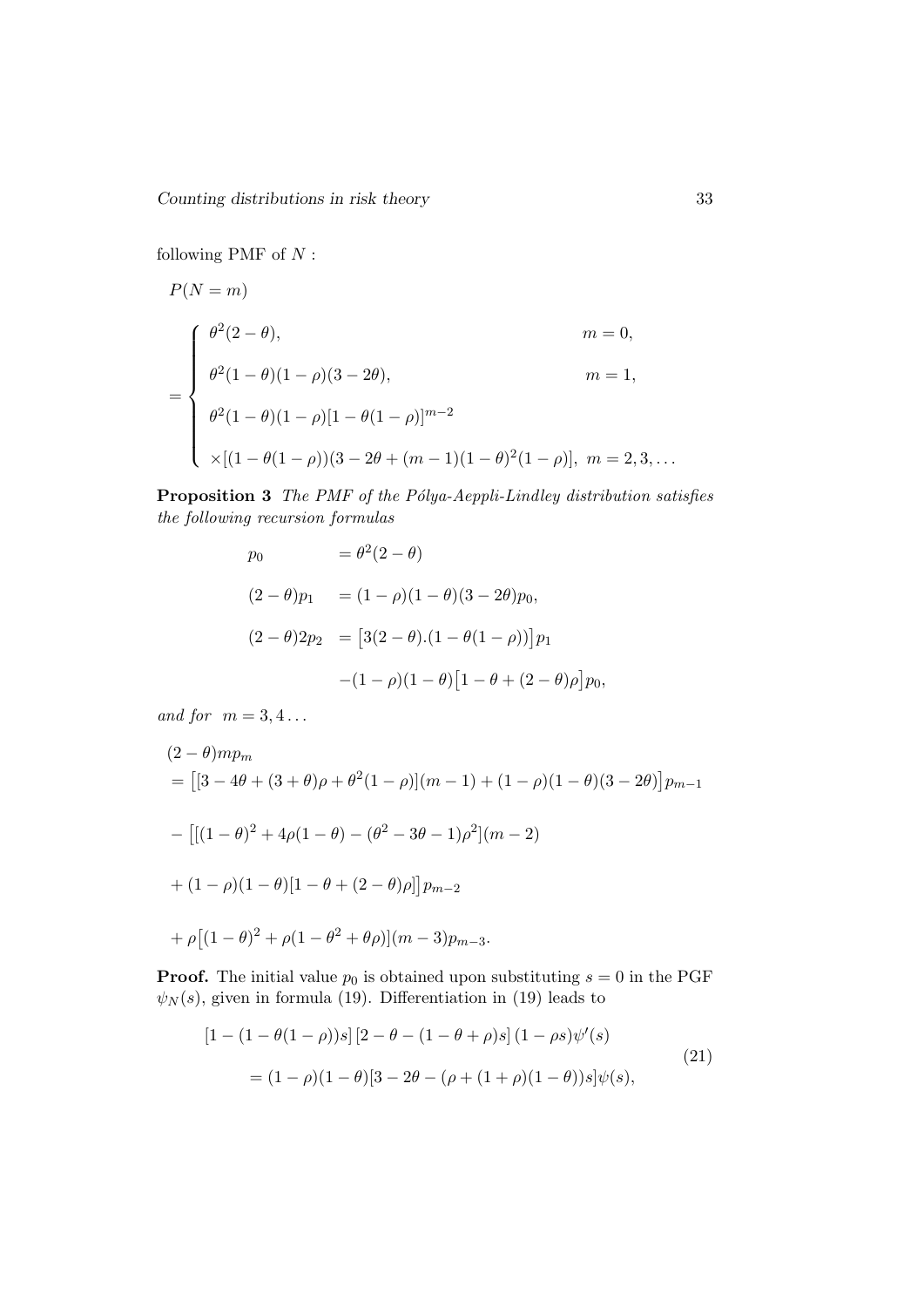following PMF of $N$ :

$$
P(N=m) = \begin{cases} \theta^2(2-\theta), & m=0, \\ \theta^2(1-\theta)(1-\rho)(3-2\theta), & m=1, \\ \theta^2(1-\theta)(1-\rho)[1-\theta(1-\rho)]^{m-2} & \\ \times[(1-\theta(1-\rho))(3-2\theta+(m-1)(1-\theta)^2(1-\rho)], & m=2,3,\ldots \end{cases}
$$

**Proposition 3** *The PMF of the Pólya-Aeppli-Lindley distribution satisfies the following recursion formulas*

$$
\begin{aligned}
p_0 &= \theta^2(2-\theta) \\
(2-\theta)p_1 &= (1-\rho)(1-\theta)(3-2\theta)p_0, \\
(2-\theta)2p_2 &= \big[3(2-\theta).(1-\theta(1-\rho))\big]p_1 \\
&\quad -(1-\rho)(1-\theta)\big[1-\theta+(2-\theta)\rho\big]p_0,
\end{aligned}
$$

*and for* $m = 3, 4\ldots$

$$
\begin{aligned}
&(2-\theta)mp_m \\
&= \big[[3-4\theta+(3+\theta)\rho+\theta^2(1-\rho)](m-1)+(1-\rho)(1-\theta)(3-2\theta)\big]p_{m-1} \\
&- \big[[(1-\theta)^2+4\rho(1-\theta)-(\theta^2-3\theta-1)\rho^2](m-2) \\
&+ (1-\rho)(1-\theta)[1-\theta+(2-\theta)\rho]\big]p_{m-2} \\
&+ \rho\big[(1-\theta)^2+\rho(1-\theta^2+\theta\rho)\big](m-3)p_{m-3}.
\end{aligned}
$$

**Proof.** The initial value $p_0$ is obtained upon substituting $s=0$ in the PGF $\psi_N(s)$, given in formula (19). Differentiation in (19) leads to

$$
\begin{aligned}
&[1-(1-\theta(1-\rho))s]\,[2-\theta-(1-\theta+\rho)s]\,(1-\rho s)\psi'(s) \\
&\quad = (1-\rho)(1-\theta)[3-2\theta-(\rho+(1+\rho)(1-\theta))s]\psi(s),
\end{aligned} \tag{21}
$$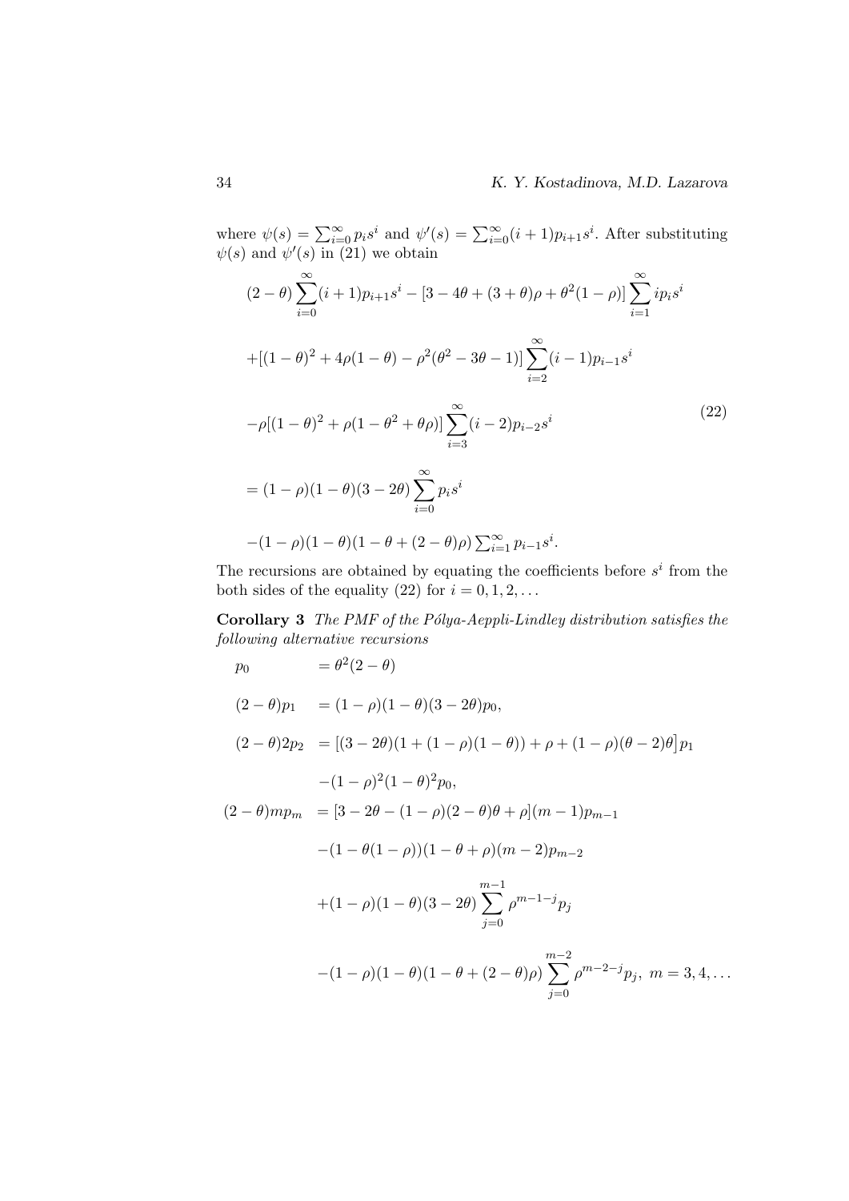where $\psi(s) = \sum_{i=0}^{\infty} p_i s^i$ and $\psi'(s) = \sum_{i=0}^{\infty}(i+1)p_{i+1}s^i$. After substituting $\psi(s)$ and $\psi'(s)$ in (21) we obtain

$$
\begin{aligned}
&(2-\theta)\sum_{i=0}^{\infty}(i+1)p_{i+1}s^i - [3-4\theta+(3+\theta)\rho+\theta^2(1-\rho)]\sum_{i=1}^{\infty} i p_i s^i \\
&+[(1-\theta)^2+4\rho(1-\theta)-\rho^2(\theta^2-3\theta-1)]\sum_{i=2}^{\infty}(i-1)p_{i-1}s^i \\
&-\rho[(1-\theta)^2+\rho(1-\theta^2+\theta\rho)]\sum_{i=3}^{\infty}(i-2)p_{i-2}s^i \\
&=(1-\rho)(1-\theta)(3-2\theta)\sum_{i=0}^{\infty}p_i s^i \\
&-(1-\rho)(1-\theta)(1-\theta+(2-\theta)\rho)\textstyle\sum_{i=1}^{\infty}p_{i-1}s^i.
\end{aligned}
\tag{22}
$$

The recursions are obtained by equating the coefficients before $s^i$ from the both sides of the equality (22) for $i = 0, 1, 2, \dots$

**Corollary 3** *The PMF of the Pólya-Aeppli-Lindley distribution satisfies the following alternative recursions*

$$
\begin{aligned}
p_0 \quad &= \theta^2(2-\theta) \\
(2-\theta)p_1 \quad &= (1-\rho)(1-\theta)(3-2\theta)p_0, \\
(2-\theta)2p_2 \quad &= \big[(3-2\theta)(1+(1-\rho)(1-\theta))+\rho+(1-\rho)(\theta-2)\theta\big]p_1 \\
&\quad -(1-\rho)^2(1-\theta)^2 p_0, \\
(2-\theta)mp_m \quad &= [3-2\theta-(1-\rho)(2-\theta)\theta+\rho](m-1)p_{m-1} \\
&\quad -(1-\theta(1-\rho))(1-\theta+\rho)(m-2)p_{m-2} \\
&\quad +(1-\rho)(1-\theta)(3-2\theta)\sum_{j=0}^{m-1}\rho^{m-1-j}p_j \\
&\quad -(1-\rho)(1-\theta)(1-\theta+(2-\theta)\rho)\sum_{j=0}^{m-2}\rho^{m-2-j}p_j,\ m=3,4,\dots
\end{aligned}
$$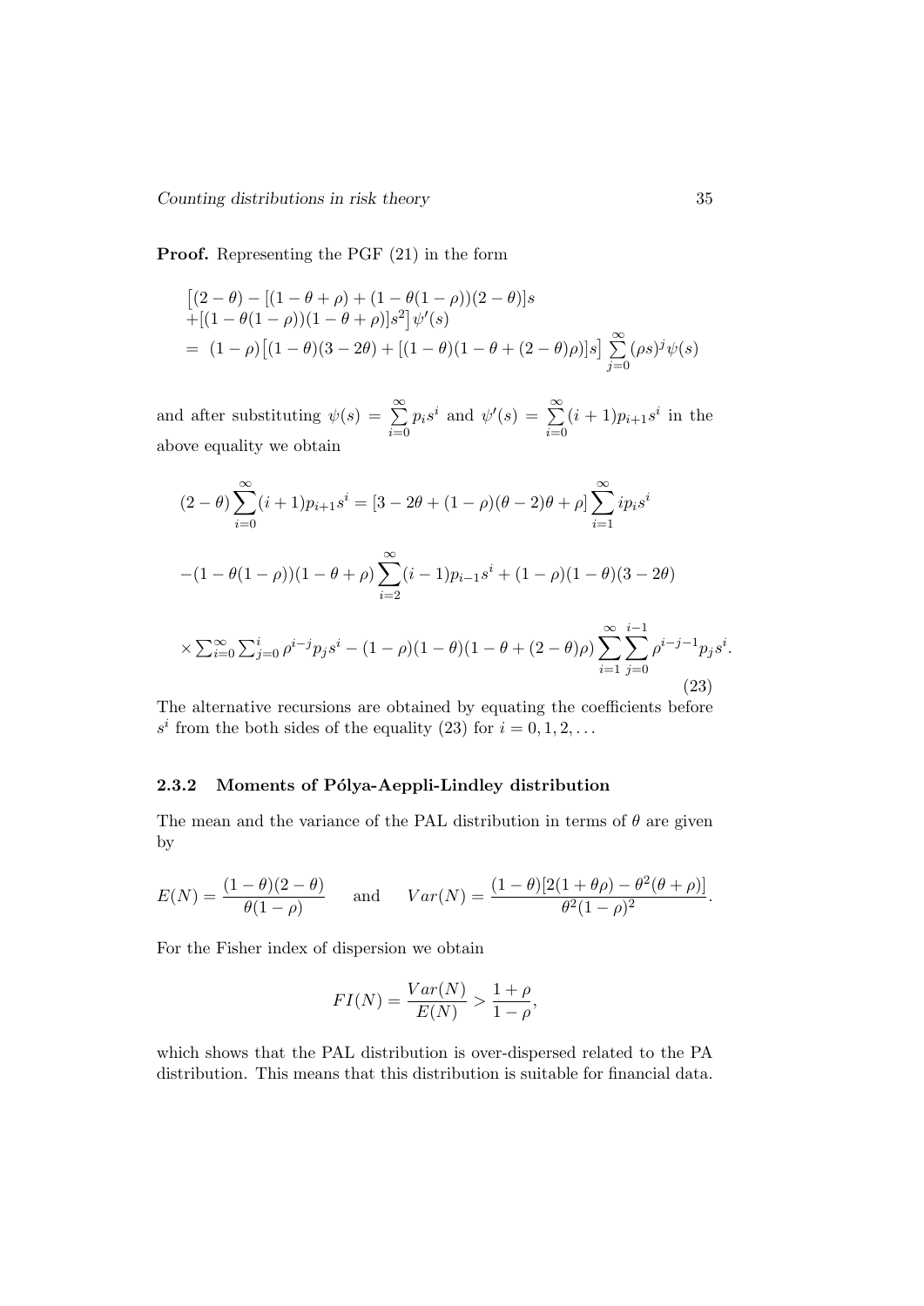**Proof.** Representing the PGF (21) in the form

$$\begin{aligned}
&\big[(2-\theta)-[(1-\theta+\rho)+(1-\theta(1-\rho))(2-\theta)]s \\
&+[(1-\theta(1-\rho))(1-\theta+\rho)]s^2\big]\psi'(s) \\
&= (1-\rho)\big[(1-\theta)(3-2\theta)+[(1-\theta)(1-\theta+(2-\theta)\rho)]s\big]\sum_{j=0}^{\infty}(\rho s)^j\psi(s)
\end{aligned}$$

and after substituting $\psi(s)=\sum_{i=0}^{\infty}p_is^i$ and $\psi'(s)=\sum_{i=0}^{\infty}(i+1)p_{i+1}s^i$ in the above equality we obtain

$$\begin{aligned}
&(2-\theta)\sum_{i=0}^{\infty}(i+1)p_{i+1}s^i=[3-2\theta+(1-\rho)(\theta-2)\theta+\rho]\sum_{i=1}^{\infty}ip_is^i \\
&-(1-\theta(1-\rho))(1-\theta+\rho)\sum_{i=2}^{\infty}(i-1)p_{i-1}s^i+(1-\rho)(1-\theta)(3-2\theta) \\
&\times\sum_{i=0}^{\infty}\sum_{j=0}^{i}\rho^{i-j}p_js^i-(1-\rho)(1-\theta)(1-\theta+(2-\theta)\rho)\sum_{i=1}^{\infty}\sum_{j=0}^{i-1}\rho^{i-j-1}p_js^i.
\end{aligned} \tag{23}$$

The alternative recursions are obtained by equating the coefficients before $s^i$ from the both sides of the equality (23) for $i=0,1,2,\ldots$

### 2.3.2 Moments of Pólya-Aeppli-Lindley distribution

The mean and the variance of the PAL distribution in terms of $\theta$ are given by

$$E(N)=\frac{(1-\theta)(2-\theta)}{\theta(1-\rho)} \qquad \text{and} \qquad Var(N)=\frac{(1-\theta)[2(1+\theta\rho)-\theta^2(\theta+\rho)]}{\theta^2(1-\rho)^2}.$$

For the Fisher index of dispersion we obtain

$$FI(N)=\frac{Var(N)}{E(N)}>\frac{1+\rho}{1-\rho},$$

which shows that the PAL distribution is over-dispersed related to the PA distribution. This means that this distribution is suitable for financial data.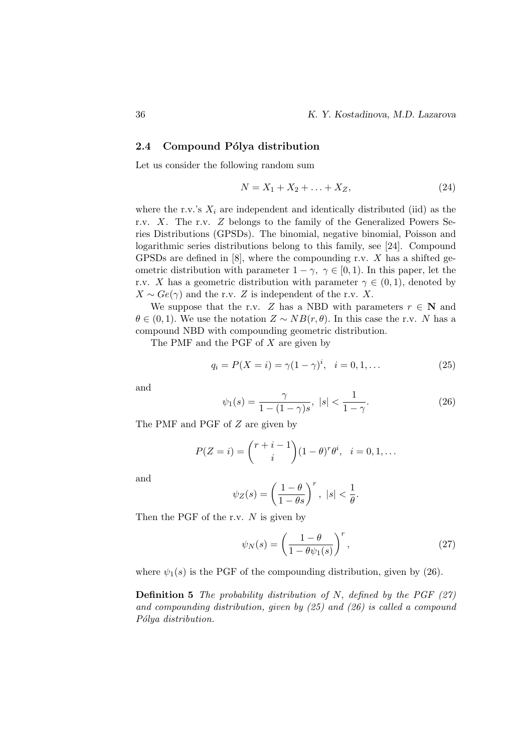### 2.4 Compound Pólya distribution

Let us consider the following random sum

$$N = X_1 + X_2 + \ldots + X_Z, \tag{24}$$

where the r.v.'s $X_i$ are independent and identically distributed (iid) as the r.v. $X$. The r.v. $Z$ belongs to the family of the Generalized Powers Series Distributions (GPSDs). The binomial, negative binomial, Poisson and logarithmic series distributions belong to this family, see [24]. Compound GPSDs are defined in [8], where the compounding r.v. $X$ has a shifted geometric distribution with parameter $1-\gamma,\ \gamma \in [0,1)$. In this paper, let the r.v. $X$ has a geometric distribution with parameter $\gamma \in (0,1)$, denoted by $X \sim Ge(\gamma)$ and the r.v. $Z$ is independent of the r.v. $X$.

We suppose that the r.v. $Z$ has a NBD with parameters $r \in \mathbf{N}$ and $\theta \in (0,1)$. We use the notation $Z \sim NB(r,\theta)$. In this case the r.v. $N$ has a compound NBD with compounding geometric distribution.

The PMF and the PGF of $X$ are given by

$$q_i = P(X = i) = \gamma(1-\gamma)^i, \quad i = 0, 1, \ldots \tag{25}$$

and

$$\psi_1(s) = \frac{\gamma}{1-(1-\gamma)s}, \ |s| < \frac{1}{1-\gamma}. \tag{26}$$

The PMF and PGF of $Z$ are given by

$$P(Z = i) = \binom{r+i-1}{i}(1-\theta)^r\theta^i, \quad i = 0, 1, \ldots$$

and

$$\psi_Z(s) = \left(\frac{1-\theta}{1-\theta s}\right)^r, \ |s| < \frac{1}{\theta}.$$

Then the PGF of the r.v. $N$ is given by

$$\psi_N(s) = \left(\frac{1-\theta}{1-\theta\psi_1(s)}\right)^r, \tag{27}$$

where $\psi_1(s)$ is the PGF of the compounding distribution, given by (26).

**Definition 5** *The probability distribution of $N$, defined by the PGF (27) and compounding distribution, given by (25) and (26) is called a compound Pólya distribution.*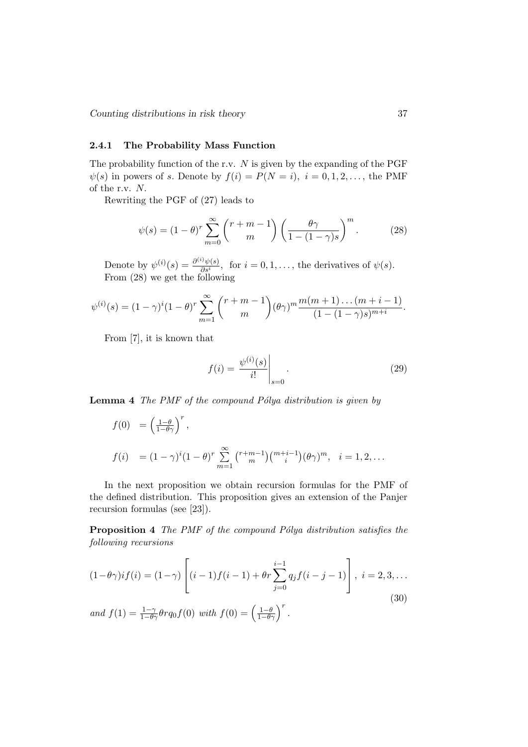### 2.4.1 The Probability Mass Function

The probability function of the r.v. $N$ is given by the expanding of the PGF $\psi(s)$ in powers of $s$. Denote by $f(i) = P(N = i),\ i = 0, 1, 2, \ldots,$ the PMF of the r.v. $N$.

Rewriting the PGF of (27) leads to

$$\psi(s) = (1-\theta)^r \sum_{m=0}^{\infty} \binom{r+m-1}{m} \left( \frac{\theta\gamma}{1-(1-\gamma)s} \right)^m . \tag{28}$$

Denote by $\psi^{(i)}(s) = \frac{\partial^{(i)}\psi(s)}{\partial s^i}$, for $i = 0, 1, \ldots,$ the derivatives of $\psi(s)$. From (28) we get the following

$$\psi^{(i)}(s) = (1-\gamma)^i (1-\theta)^r \sum_{m=1}^{\infty} \binom{r+m-1}{m} (\theta\gamma)^m \frac{m(m+1)\ldots(m+i-1)}{(1-(1-\gamma)s)^{m+i}}.$$

From [7], it is known that

$$f(i) = \left. \frac{\psi^{(i)}(s)}{i!} \right|_{s=0} . \tag{29}$$

**Lemma 4** *The PMF of the compound Pólya distribution is given by*

$$f(0) = \left( \frac{1-\theta}{1-\theta\gamma} \right)^r ,$$

$$f(i) = (1-\gamma)^i (1-\theta)^r \sum_{m=1}^{\infty} \binom{r+m-1}{m} \binom{m+i-1}{i} (\theta\gamma)^m, \quad i = 1, 2, \ldots$$

In the next proposition we obtain recursion formulas for the PMF of the defined distribution. This proposition gives an extension of the Panjer recursion formulas (see [23]).

**Proposition 4** *The PMF of the compound Pólya distribution satisfies the following recursions*

$$(1-\theta\gamma)if(i) = (1-\gamma) \left[ (i-1)f(i-1) + \theta r \sum_{j=0}^{i-1} q_j f(i-j-1) \right], \ i = 2, 3, \ldots \tag{30}$$

*and* $f(1) = \frac{1-\gamma}{1-\theta\gamma} \theta r q_0 f(0)$ *with* $f(0) = \left( \frac{1-\theta}{1-\theta\gamma} \right)^r$.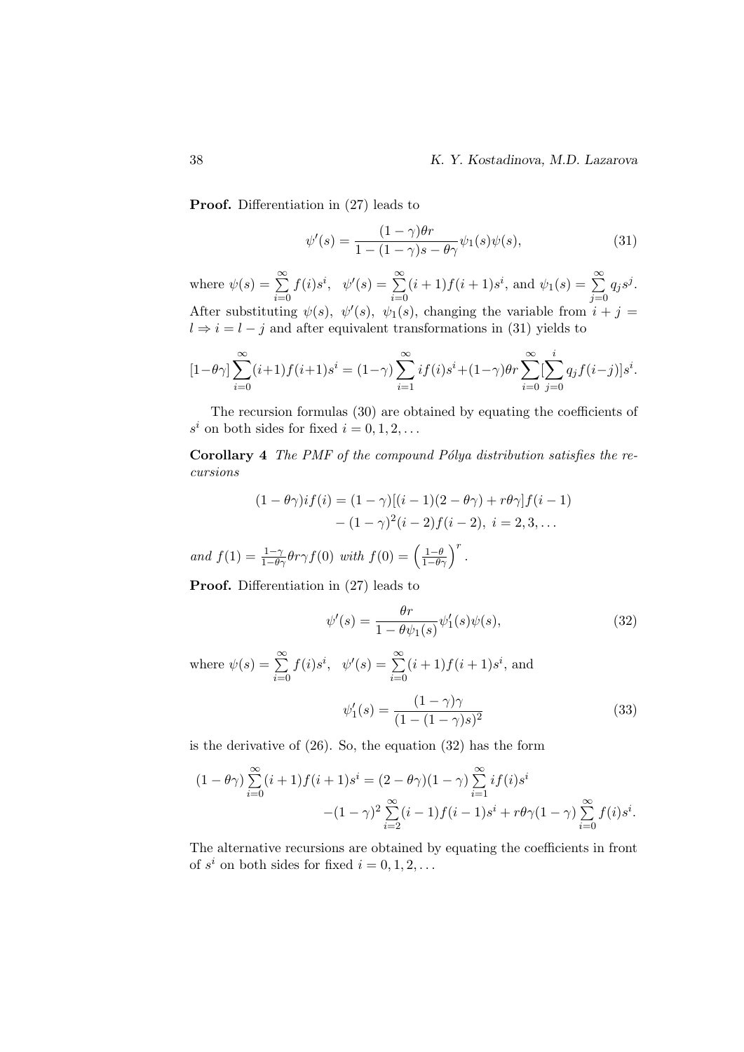**Proof.** Differentiation in (27) leads to

$$\psi'(s) = \frac{(1-\gamma)\theta r}{1-(1-\gamma)s-\theta\gamma}\psi_1(s)\psi(s), \tag{31}$$

where $\psi(s) = \sum\limits_{i=0}^{\infty} f(i)s^i$, $\psi'(s) = \sum\limits_{i=0}^{\infty}(i+1)f(i+1)s^i$, and $\psi_1(s) = \sum\limits_{j=0}^{\infty} q_j s^j$. After substituting $\psi(s)$, $\psi'(s)$, $\psi_1(s)$, changing the variable from $i+j = l \Rightarrow i = l-j$ and after equivalent transformations in (31) yields to

$$[1-\theta\gamma]\sum_{i=0}^{\infty}(i+1)f(i+1)s^i = (1-\gamma)\sum_{i=1}^{\infty} if(i)s^i + (1-\gamma)\theta r\sum_{i=0}^{\infty}[\sum_{j=0}^{i} q_j f(i-j)]s^i.$$

The recursion formulas (30) are obtained by equating the coefficients of $s^i$ on both sides for fixed $i = 0, 1, 2, \ldots$

**Corollary 4** *The PMF of the compound Pólya distribution satisfies the recursions*

$$\begin{aligned}(1-\theta\gamma)if(i) &= (1-\gamma)[(i-1)(2-\theta\gamma)+r\theta\gamma]f(i-1)\\ &\quad -(1-\gamma)^2(i-2)f(i-2),\ i = 2, 3, \ldots\end{aligned}$$

*and* $f(1) = \frac{1-\gamma}{1-\theta\gamma}\theta r\gamma f(0)$ *with* $f(0) = \left(\frac{1-\theta}{1-\theta\gamma}\right)^r$.

**Proof.** Differentiation in (27) leads to

$$\psi'(s) = \frac{\theta r}{1-\theta\psi_1(s)}\psi_1'(s)\psi(s), \tag{32}$$

where $\psi(s) = \sum\limits_{i=0}^{\infty} f(i)s^i$, $\psi'(s) = \sum\limits_{i=0}^{\infty}(i+1)f(i+1)s^i$, and

$$\psi_1'(s) = \frac{(1-\gamma)\gamma}{(1-(1-\gamma)s)^2} \tag{33}$$

is the derivative of (26). So, the equation (32) has the form

$$\begin{aligned}(1-\theta\gamma)\sum_{i=0}^{\infty}(i+1)f(i+1)s^i &= (2-\theta\gamma)(1-\gamma)\sum_{i=1}^{\infty} if(i)s^i\\ &\quad -(1-\gamma)^2\sum_{i=2}^{\infty}(i-1)f(i-1)s^i + r\theta\gamma(1-\gamma)\sum_{i=0}^{\infty} f(i)s^i.\end{aligned}$$

The alternative recursions are obtained by equating the coefficients in front of $s^i$ on both sides for fixed $i = 0, 1, 2, \ldots$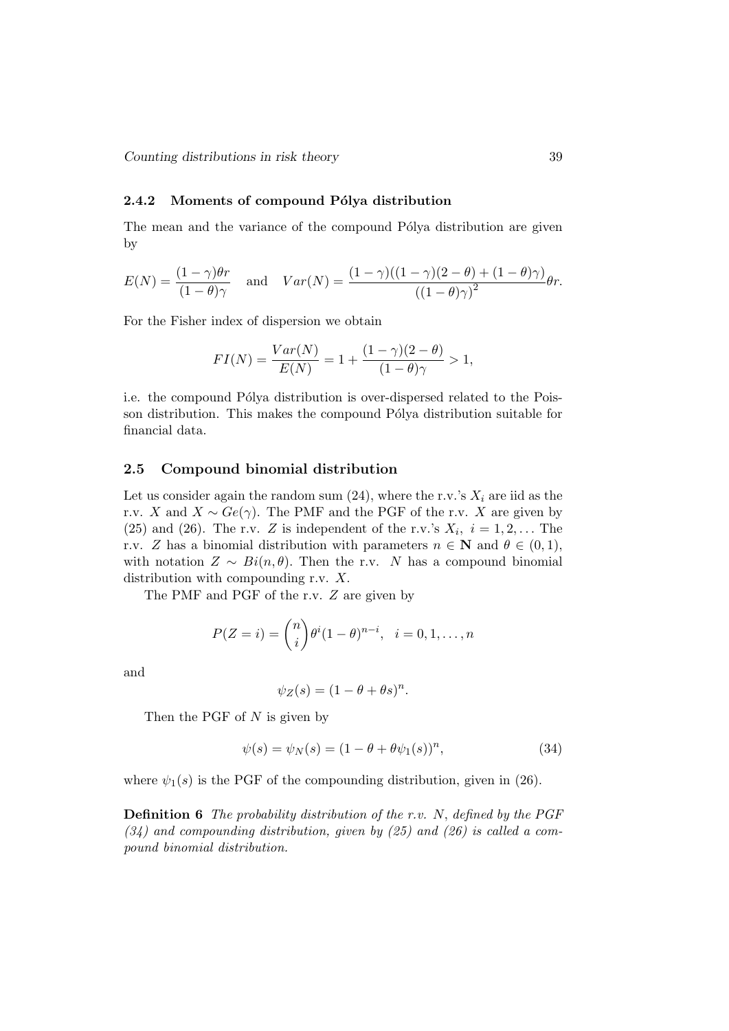### 2.4.2 Moments of compound Pólya distribution

The mean and the variance of the compound Pólya distribution are given by

$$E(N) = \frac{(1-\gamma)\theta r}{(1-\theta)\gamma} \quad \text{and} \quad Var(N) = \frac{(1-\gamma)((1-\gamma)(2-\theta)+(1-\theta)\gamma)}{((1-\theta)\gamma)^2}\theta r.$$

For the Fisher index of dispersion we obtain

$$FI(N) = \frac{Var(N)}{E(N)} = 1 + \frac{(1-\gamma)(2-\theta)}{(1-\theta)\gamma} > 1,$$

i.e. the compound Pólya distribution is over-dispersed related to the Poisson distribution. This makes the compound Pólya distribution suitable for financial data.

## 2.5 Compound binomial distribution

Let us consider again the random sum (24), where the r.v.'s $X_i$ are iid as the r.v. $X$ and $X \sim Ge(\gamma)$. The PMF and the PGF of the r.v. $X$ are given by (25) and (26). The r.v. $Z$ is independent of the r.v.'s $X_i,\ i = 1, 2, \ldots$ The r.v. $Z$ has a binomial distribution with parameters $n \in \mathbf{N}$ and $\theta \in (0, 1)$, with notation $Z \sim Bi(n, \theta)$. Then the r.v. $N$ has a compound binomial distribution with compounding r.v. $X$.

The PMF and PGF of the r.v. $Z$ are given by

$$P(Z = i) = \binom{n}{i}\theta^i(1-\theta)^{n-i}, \quad i = 0, 1, \ldots, n$$

and

$$\psi_Z(s) = (1 - \theta + \theta s)^n.$$

Then the PGF of $N$ is given by

$$\psi(s) = \psi_N(s) = (1 - \theta + \theta\psi_1(s))^n, \tag{34}$$

where $\psi_1(s)$ is the PGF of the compounding distribution, given in (26).

**Definition 6** *The probability distribution of the r.v. $N$, defined by the PGF (34) and compounding distribution, given by (25) and (26) is called a compound binomial distribution.*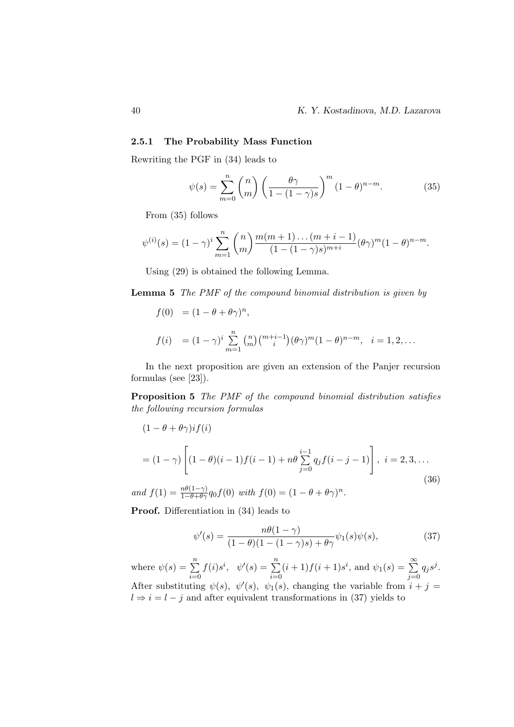### 2.5.1 The Probability Mass Function

Rewriting the PGF in (34) leads to

$$\psi(s) = \sum_{m=0}^{n} \binom{n}{m} \left( \frac{\theta\gamma}{1-(1-\gamma)s} \right)^m (1-\theta)^{n-m}. \tag{35}$$

From (35) follows

$$\psi^{(i)}(s) = (1-\gamma)^i \sum_{m=1}^{n} \binom{n}{m} \frac{m(m+1)\dots(m+i-1)}{(1-(1-\gamma)s)^{m+i}} (\theta\gamma)^m (1-\theta)^{n-m}.$$

Using (29) is obtained the following Lemma.

**Lemma 5** *The PMF of the compound binomial distribution is given by*

$$\begin{aligned} f(0) &= (1-\theta+\theta\gamma)^n, \\ f(i) &= (1-\gamma)^i \sum_{m=1}^{n} \binom{n}{m}\binom{m+i-1}{i} (\theta\gamma)^m (1-\theta)^{n-m}, \quad i = 1, 2, \dots \end{aligned}$$

In the next proposition are given an extension of the Panjer recursion formulas (see [23]).

**Proposition 5** *The PMF of the compound binomial distribution satisfies the following recursion formulas*

$$\begin{aligned} &(1-\theta+\theta\gamma) i f(i) \\ &= (1-\gamma) \left[ (1-\theta)(i-1) f(i-1) + n\theta \sum_{j=0}^{i-1} q_j f(i-j-1) \right], \; i = 2, 3, \dots \end{aligned} \tag{36}$$

*and* $f(1) = \frac{n\theta(1-\gamma)}{1-\theta+\theta\gamma} q_0 f(0)$ *with* $f(0) = (1-\theta+\theta\gamma)^n$.

**Proof.** Differentiation in (34) leads to

$$\psi'(s) = \frac{n\theta(1-\gamma)}{(1-\theta)(1-(1-\gamma)s)+\theta\gamma} \psi_1(s)\psi(s), \tag{37}$$

where $\psi(s) = \sum_{i=0}^{n} f(i)s^i$, $\psi'(s) = \sum_{i=0}^{n} (i+1)f(i+1)s^i$, and $\psi_1(s) = \sum_{j=0}^{\infty} q_j s^j$. After substituting $\psi(s)$, $\psi'(s)$, $\psi_1(s)$, changing the variable from $i+j = l \Rightarrow i = l-j$ and after equivalent transformations in (37) yields to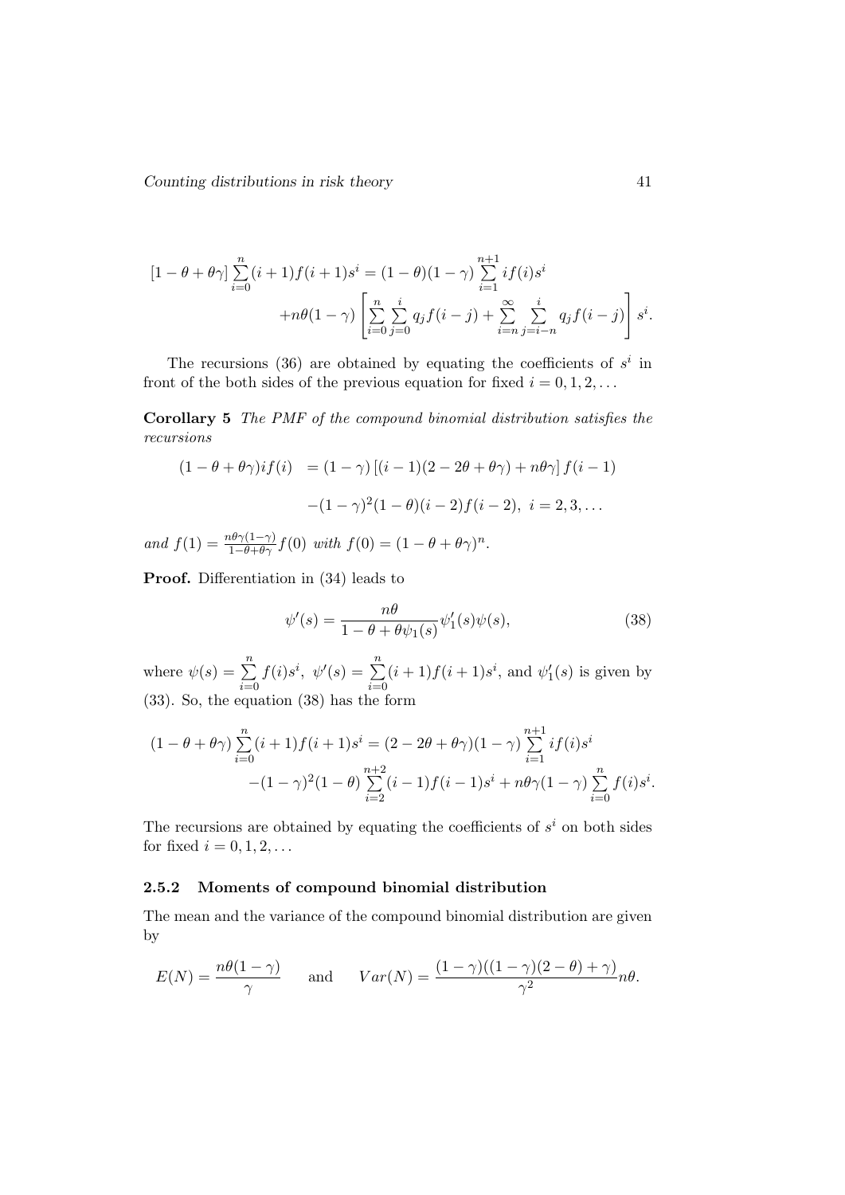$$[1-\theta+\theta\gamma]\sum_{i=0}^{n}(i+1)f(i+1)s^i = (1-\theta)(1-\gamma)\sum_{i=1}^{n+1} if(i)s^i$$
$$+n\theta(1-\gamma)\left[\sum_{i=0}^{n}\sum_{j=0}^{i} q_j f(i-j) + \sum_{i=n}^{\infty}\sum_{j=i-n}^{i} q_j f(i-j)\right] s^i.$$

The recursions (36) are obtained by equating the coefficients of $s^i$ in front of the both sides of the previous equation for fixed $i = 0, 1, 2, \ldots$

**Corollary 5** *The PMF of the compound binomial distribution satisfies the recursions*

$$\begin{aligned}(1-\theta+\theta\gamma)if(i) &= (1-\gamma)\left[(i-1)(2-2\theta+\theta\gamma)+n\theta\gamma\right]f(i-1)\\ &\quad -(1-\gamma)^2(1-\theta)(i-2)f(i-2),\ i=2,3,\ldots\end{aligned}$$

*and* $f(1) = \frac{n\theta\gamma(1-\gamma)}{1-\theta+\theta\gamma}f(0)$ *with* $f(0) = (1-\theta+\theta\gamma)^n$.

**Proof.** Differentiation in (34) leads to

$$\psi'(s) = \frac{n\theta}{1-\theta+\theta\psi_1(s)}\psi_1'(s)\psi(s), \tag{38}$$

where $\psi(s) = \sum_{i=0}^{n} f(i)s^i$, $\psi'(s) = \sum_{i=0}^{n}(i+1)f(i+1)s^i$, and $\psi_1'(s)$ is given by (33). So, the equation (38) has the form

$$(1-\theta+\theta\gamma)\sum_{i=0}^{n}(i+1)f(i+1)s^i = (2-2\theta+\theta\gamma)(1-\gamma)\sum_{i=1}^{n+1} if(i)s^i$$
$$-(1-\gamma)^2(1-\theta)\sum_{i=2}^{n+2}(i-1)f(i-1)s^i + n\theta\gamma(1-\gamma)\sum_{i=0}^{n} f(i)s^i.$$

The recursions are obtained by equating the coefficients of $s^i$ on both sides for fixed $i = 0, 1, 2, \ldots$

### 2.5.2 Moments of compound binomial distribution

The mean and the variance of the compound binomial distribution are given by

$$E(N) = \frac{n\theta(1-\gamma)}{\gamma} \qquad \text{and} \qquad Var(N) = \frac{(1-\gamma)((1-\gamma)(2-\theta)+\gamma)}{\gamma^2}n\theta.$$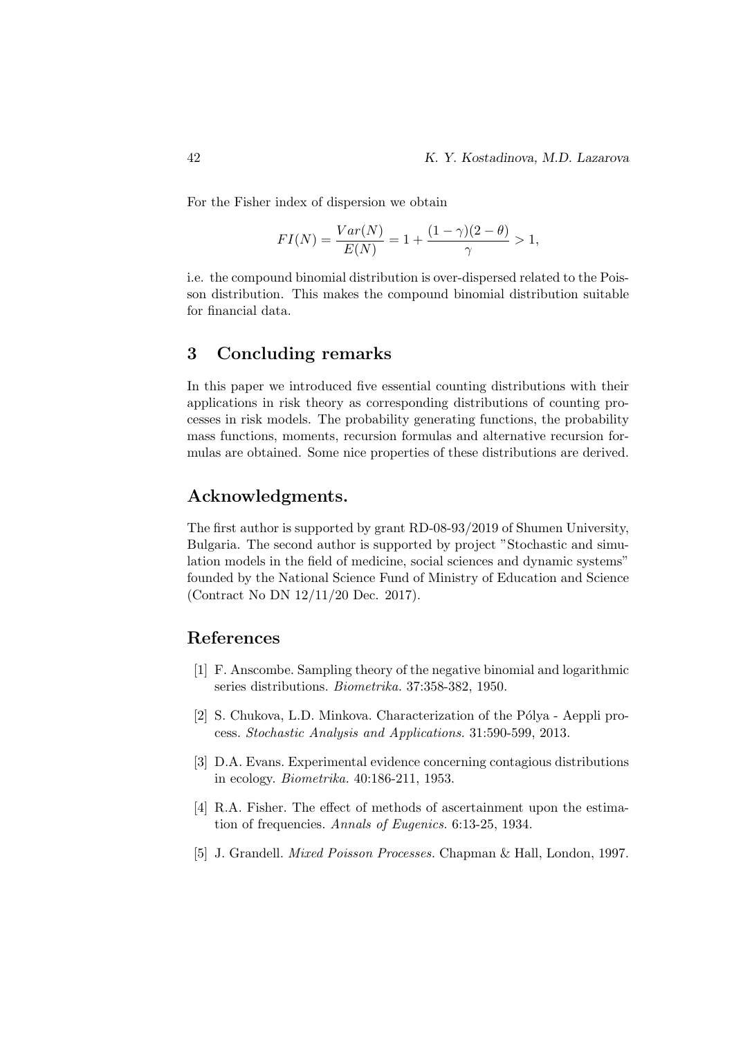For the Fisher index of dispersion we obtain

$$FI(N) = \frac{Var(N)}{E(N)} = 1 + \frac{(1-\gamma)(2-\theta)}{\gamma} > 1,$$

i.e. the compound binomial distribution is over-dispersed related to the Poisson distribution. This makes the compound binomial distribution suitable for financial data.

## 3 Concluding remarks

In this paper we introduced five essential counting distributions with their applications in risk theory as corresponding distributions of counting processes in risk models. The probability generating functions, the probability mass functions, moments, recursion formulas and alternative recursion formulas are obtained. Some nice properties of these distributions are derived.

## Acknowledgments.

The first author is supported by grant RD-08-93/2019 of Shumen University, Bulgaria. The second author is supported by project "Stochastic and simulation models in the field of medicine, social sciences and dynamic systems" founded by the National Science Fund of Ministry of Education and Science (Contract No DN 12/11/20 Dec. 2017).

## References

[1] F. Anscombe. Sampling theory of the negative binomial and logarithmic series distributions. *Biometrika.* 37:358-382, 1950.

[2] S. Chukova, L.D. Minkova. Characterization of the Pólya - Aeppli process. *Stochastic Analysis and Applications.* 31:590-599, 2013.

[3] D.A. Evans. Experimental evidence concerning contagious distributions in ecology. *Biometrika.* 40:186-211, 1953.

[4] R.A. Fisher. The effect of methods of ascertainment upon the estimation of frequencies. *Annals of Eugenics.* 6:13-25, 1934.

[5] J. Grandell. *Mixed Poisson Processes.* Chapman & Hall, London, 1997.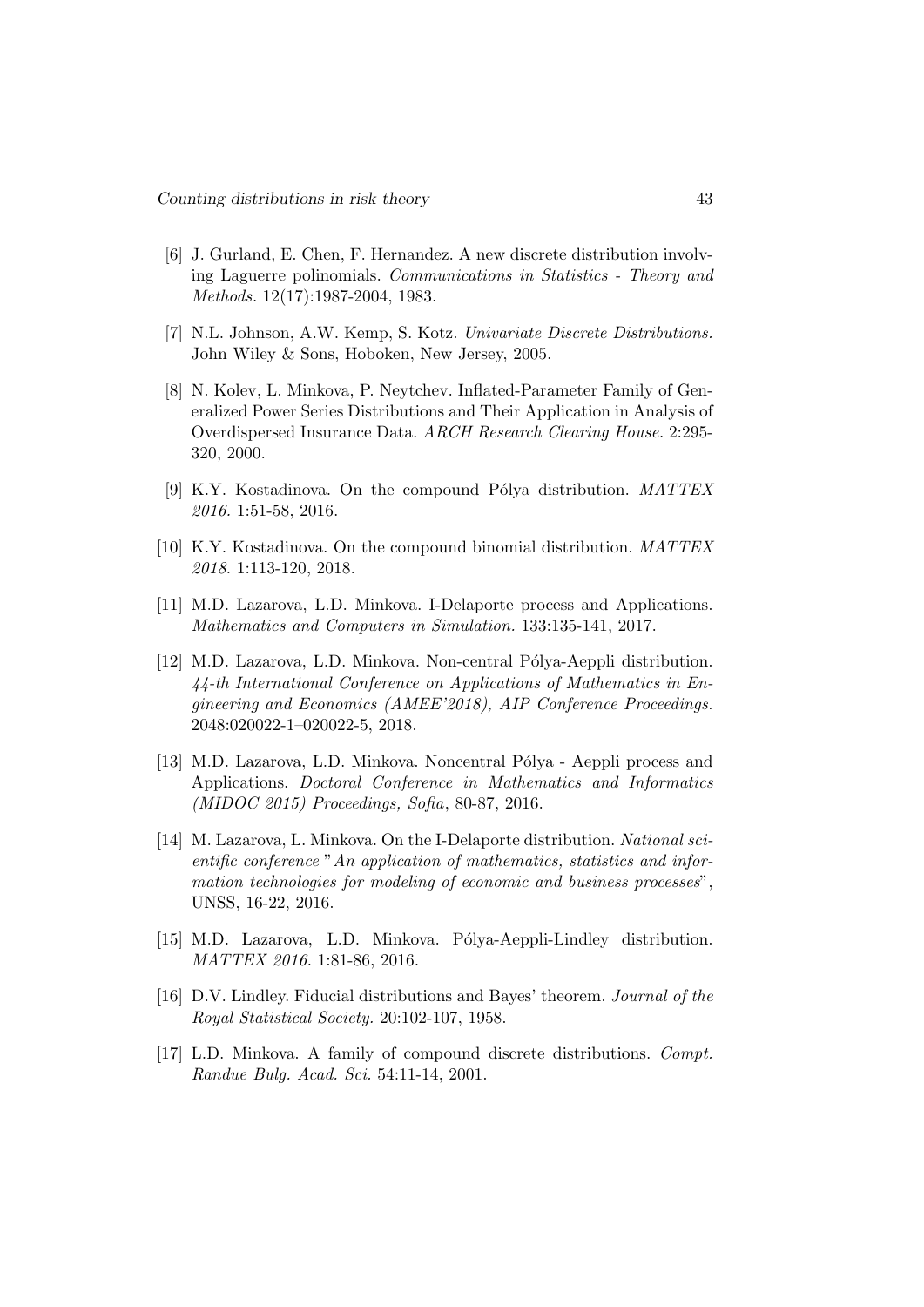[6] J. Gurland, E. Chen, F. Hernandez. A new discrete distribution involving Laguerre polinomials. *Communications in Statistics - Theory and Methods.* 12(17):1987-2004, 1983.

[7] N.L. Johnson, A.W. Kemp, S. Kotz. *Univariate Discrete Distributions.* John Wiley & Sons, Hoboken, New Jersey, 2005.

[8] N. Kolev, L. Minkova, P. Neytchev. Inflated-Parameter Family of Generalized Power Series Distributions and Their Application in Analysis of Overdispersed Insurance Data. *ARCH Research Clearing House.* 2:295-320, 2000.

[9] K.Y. Kostadinova. On the compound Pólya distribution. *MATTEX 2016.* 1:51-58, 2016.

[10] K.Y. Kostadinova. On the compound binomial distribution. *MATTEX 2018.* 1:113-120, 2018.

[11] M.D. Lazarova, L.D. Minkova. I-Delaporte process and Applications. *Mathematics and Computers in Simulation.* 133:135-141, 2017.

[12] M.D. Lazarova, L.D. Minkova. Non-central Pólya-Aeppli distribution. *44-th International Conference on Applications of Mathematics in Engineering and Economics (AMEE'2018), AIP Conference Proceedings.* 2048:020022-1–020022-5, 2018.

[13] M.D. Lazarova, L.D. Minkova. Noncentral Pólya - Aeppli process and Applications. *Doctoral Conference in Mathematics and Informatics (MIDOC 2015) Proceedings, Sofia*, 80-87, 2016.

[14] M. Lazarova, L. Minkova. On the I-Delaporte distribution. *National scientific conference "An application of mathematics, statistics and information technologies for modeling of economic and business processes"*, UNSS, 16-22, 2016.

[15] M.D. Lazarova, L.D. Minkova. Pólya-Aeppli-Lindley distribution. *MATTEX 2016.* 1:81-86, 2016.

[16] D.V. Lindley. Fiducial distributions and Bayes' theorem. *Journal of the Royal Statistical Society.* 20:102-107, 1958.

[17] L.D. Minkova. A family of compound discrete distributions. *Compt. Randue Bulg. Acad. Sci.* 54:11-14, 2001.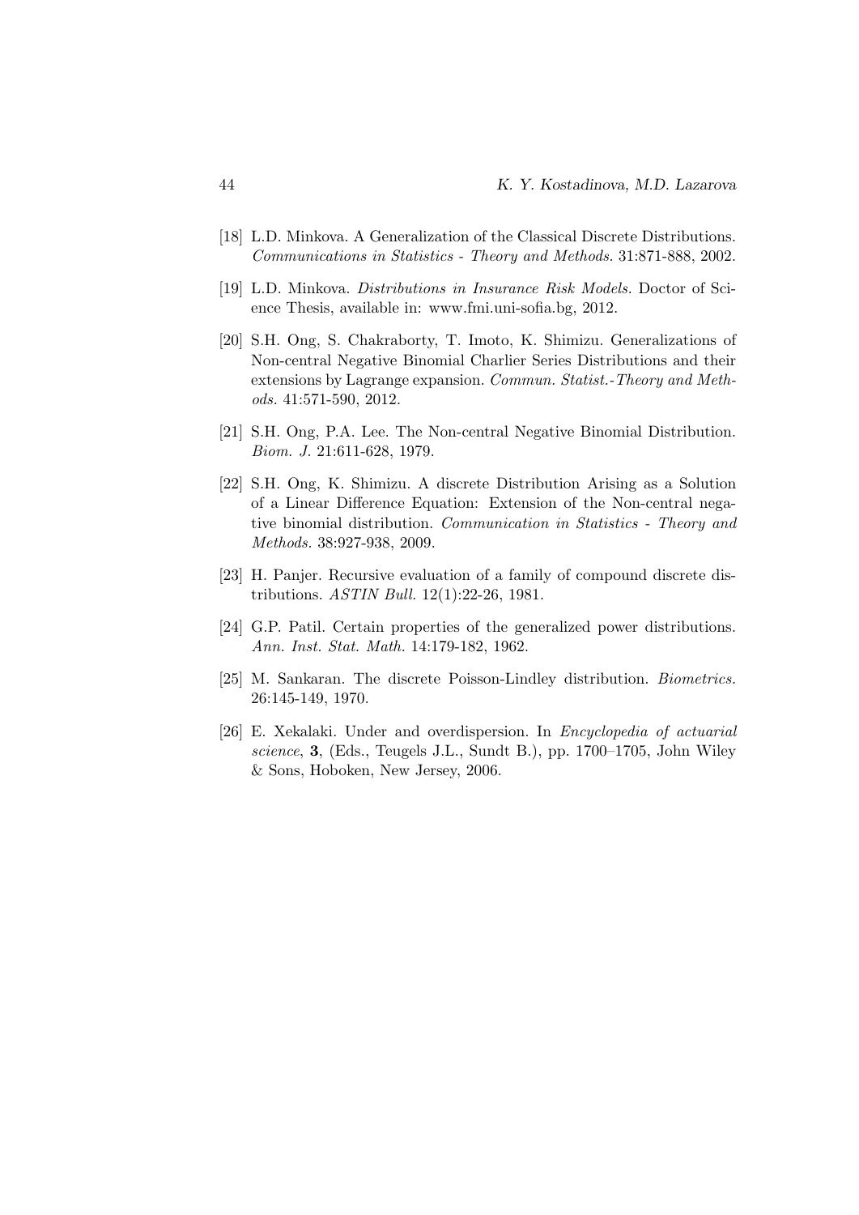[18] L.D. Minkova. A Generalization of the Classical Discrete Distributions. *Communications in Statistics - Theory and Methods.* 31:871-888, 2002.

[19] L.D. Minkova. *Distributions in Insurance Risk Models.* Doctor of Science Thesis, available in: www.fmi.uni-sofia.bg, 2012.

[20] S.H. Ong, S. Chakraborty, T. Imoto, K. Shimizu. Generalizations of Non-central Negative Binomial Charlier Series Distributions and their extensions by Lagrange expansion. *Commun. Statist.-Theory and Methods.* 41:571-590, 2012.

[21] S.H. Ong, P.A. Lee. The Non-central Negative Binomial Distribution. *Biom. J.* 21:611-628, 1979.

[22] S.H. Ong, K. Shimizu. A discrete Distribution Arising as a Solution of a Linear Difference Equation: Extension of the Non-central negative binomial distribution. *Communication in Statistics - Theory and Methods.* 38:927-938, 2009.

[23] H. Panjer. Recursive evaluation of a family of compound discrete distributions. *ASTIN Bull.* 12(1):22-26, 1981.

[24] G.P. Patil. Certain properties of the generalized power distributions. *Ann. Inst. Stat. Math.* 14:179-182, 1962.

[25] M. Sankaran. The discrete Poisson-Lindley distribution. *Biometrics.* 26:145-149, 1970.

[26] E. Xekalaki. Under and overdispersion. In *Encyclopedia of actuarial science*, **3**, (Eds., Teugels J.L., Sundt B.), pp. 1700–1705, John Wiley & Sons, Hoboken, New Jersey, 2006.